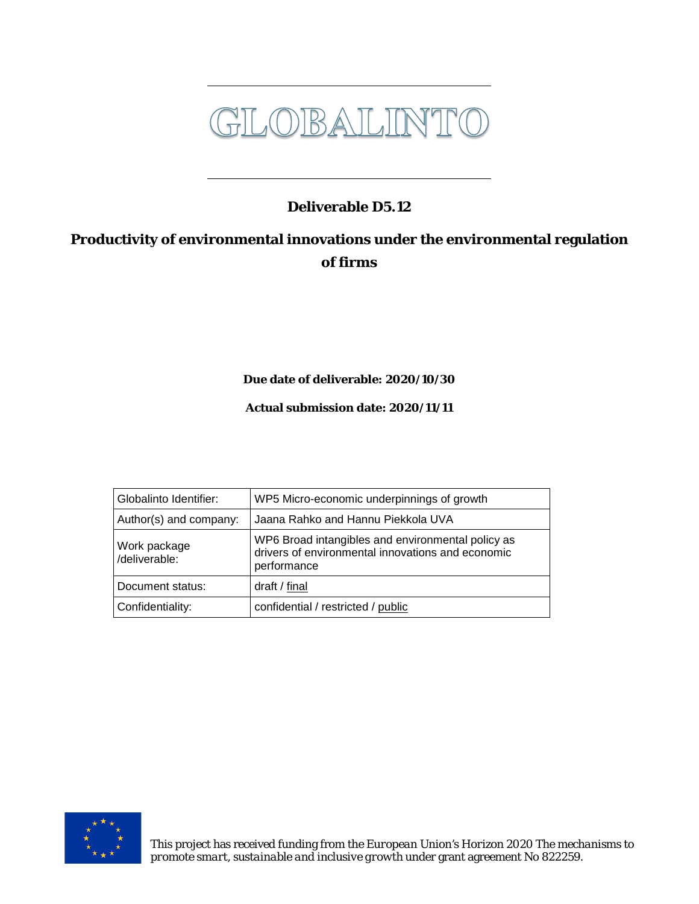# GLOBALINTO

## Deliverable D5.12

## Productivity of environmental innovations under the environmental regulation of firms

**Due date of deliverable: 2020/10/30**

**Actual submission date: 2020/11/11**

| Globalinto Identifier: | WP5 Micro-economic underpinnings of growth |
|---|---|
| Author(s) and company: | Jaana Rahko and Hannu Piekkola UVA |
| Work package /deliverable: | WP6 Broad intangibles and environmental policy as drivers of environmental innovations and economic performance |
| Document status: | draft / <u>final</u> |
| Confidentiality: | confidential / restricted / <u>public</u> |

*This project has received funding from the European Union's Horizon 2020 The mechanisms to promote smart, sustainable and inclusive growth under grant agreement No 822259.*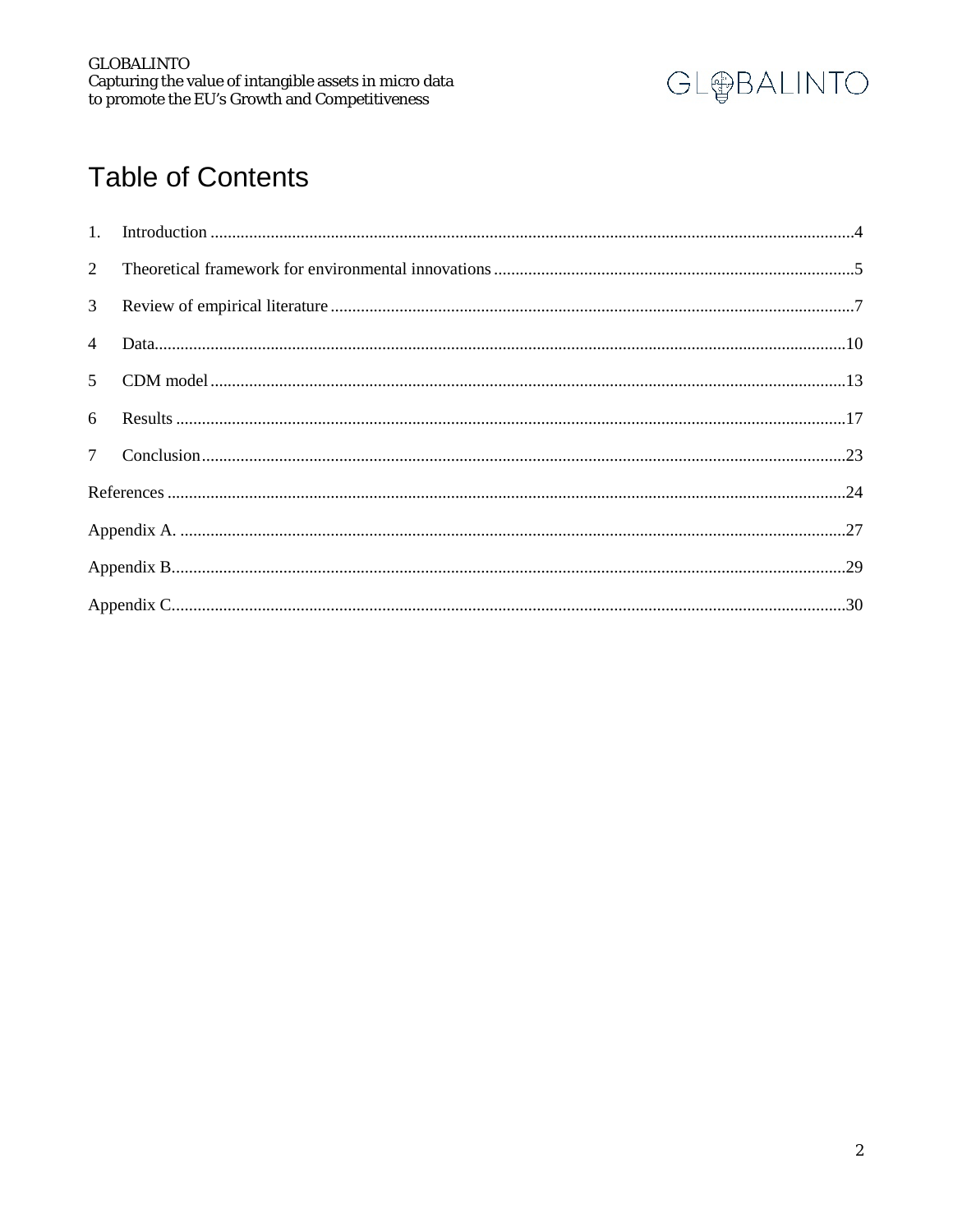# Table of Contents

1. Introduction ....................................................................................................................................4

2 Theoretical framework for environmental innovations ....................................................................5

3 Review of empirical literature ..........................................................................................................7

4 Data.................................................................................................................................................10

5 CDM model ...................................................................................................................................13

6 Results ............................................................................................................................................17

7 Conclusion......................................................................................................................................23

References .............................................................................................................................................24

Appendix A. ..........................................................................................................................................27

Appendix B............................................................................................................................................29

Appendix C............................................................................................................................................30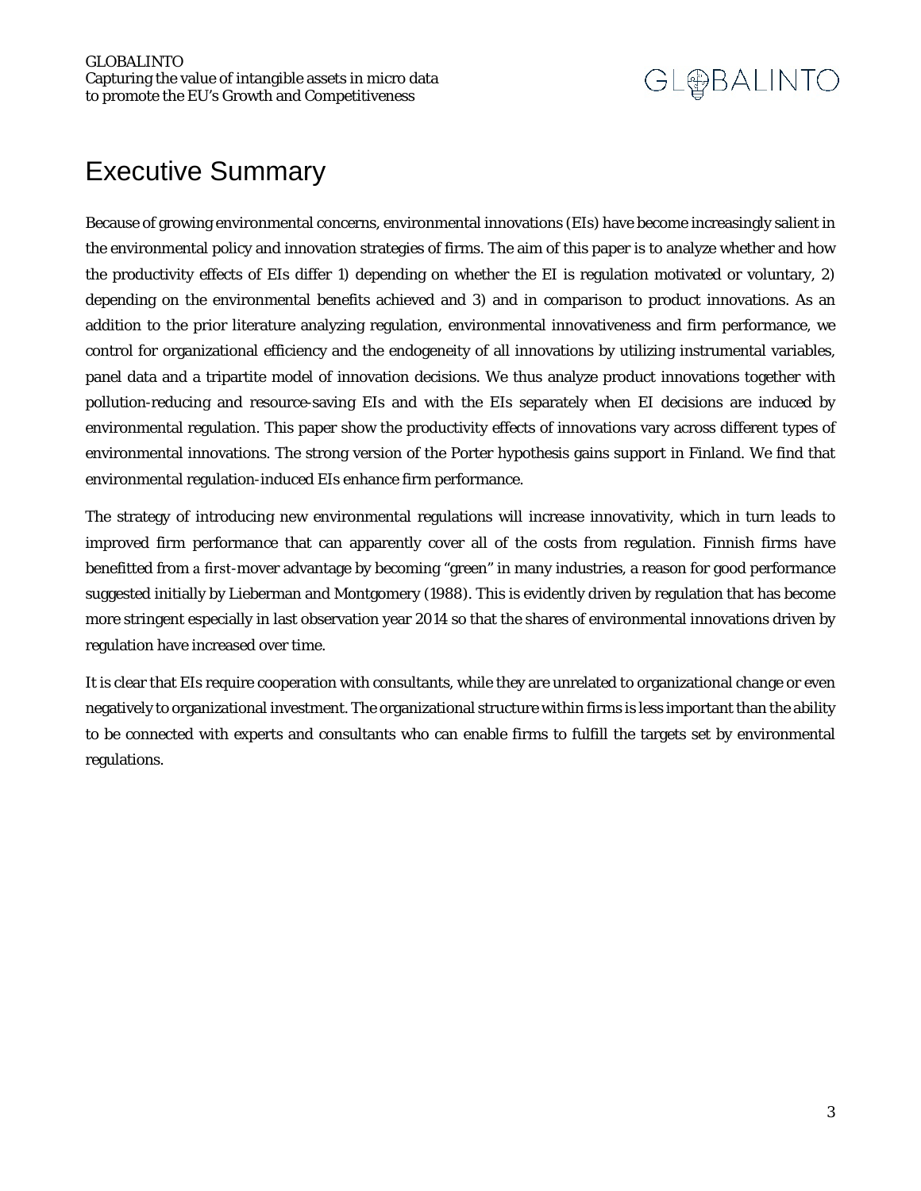# Executive Summary

Because of growing environmental concerns, environmental innovations (EIs) have become increasingly salient in the environmental policy and innovation strategies of firms. The aim of this paper is to analyze whether and how the productivity effects of EIs differ 1) depending on whether the EI is regulation motivated or voluntary, 2) depending on the environmental benefits achieved and 3) and in comparison to product innovations. As an addition to the prior literature analyzing regulation, environmental innovativeness and firm performance, we control for organizational efficiency and the endogeneity of all innovations by utilizing instrumental variables, panel data and a tripartite model of innovation decisions. We thus analyze product innovations together with pollution-reducing and resource-saving EIs and with the EIs separately when EI decisions are induced by environmental regulation. This paper show the productivity effects of innovations vary across different types of environmental innovations. The strong version of the Porter hypothesis gains support in Finland. We find that environmental regulation-induced EIs enhance firm performance.

The strategy of introducing new environmental regulations will increase innovativity, which in turn leads to improved firm performance that can apparently cover all of the costs from regulation. Finnish firms have benefitted from a first-mover advantage by becoming "green" in many industries, a reason for good performance suggested initially by Lieberman and Montgomery (1988). This is evidently driven by regulation that has become more stringent especially in last observation year 2014 so that the shares of environmental innovations driven by regulation have increased over time.

It is clear that EIs require cooperation with consultants, while they are unrelated to organizational change or even negatively to organizational investment. The organizational structure within firms is less important than the ability to be connected with experts and consultants who can enable firms to fulfill the targets set by environmental regulations.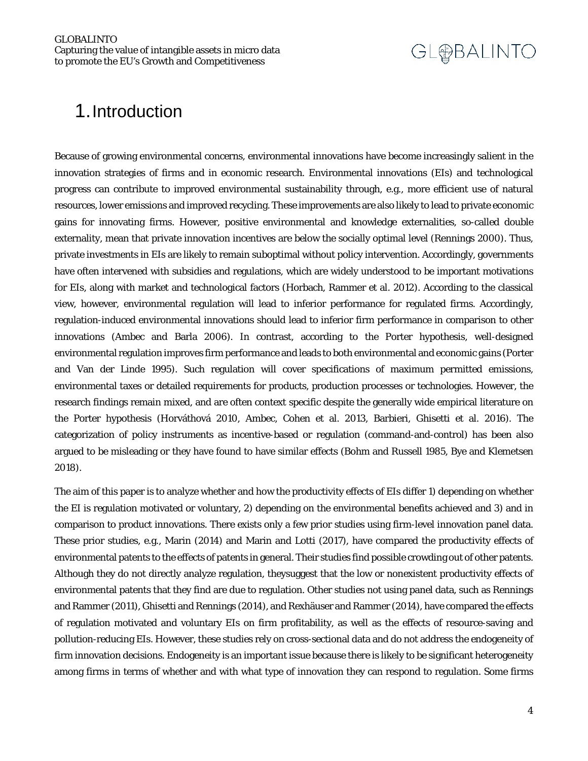# 1. Introduction

Because of growing environmental concerns, environmental innovations have become increasingly salient in the innovation strategies of firms and in economic research. Environmental innovations (EIs) and technological progress can contribute to improved environmental sustainability through, e.g., more efficient use of natural resources, lower emissions and improved recycling. These improvements are also likely to lead to private economic gains for innovating firms. However, positive environmental and knowledge externalities, so-called double externality, mean that private innovation incentives are below the socially optimal level (Rennings 2000). Thus, private investments in EIs are likely to remain suboptimal without policy intervention. Accordingly, governments have often intervened with subsidies and regulations, which are widely understood to be important motivations for EIs, along with market and technological factors (Horbach, Rammer et al. 2012). According to the classical view, however, environmental regulation will lead to inferior performance for regulated firms. Accordingly, regulation-induced environmental innovations should lead to inferior firm performance in comparison to other innovations (Ambec and Barla 2006). In contrast, according to the Porter hypothesis, well-designed environmental regulation improves firm performance and leads to both environmental and economic gains (Porter and Van der Linde 1995). Such regulation will cover specifications of maximum permitted emissions, environmental taxes or detailed requirements for products, production processes or technologies. However, the research findings remain mixed, and are often context specific despite the generally wide empirical literature on the Porter hypothesis (Horváthová 2010, Ambec, Cohen et al. 2013, Barbieri, Ghisetti et al. 2016). The categorization of policy instruments as incentive-based or regulation (command-and-control) has been also argued to be misleading or they have found to have similar effects (Bohm and Russell 1985, Bye and Klemetsen 2018).

The aim of this paper is to analyze whether and how the productivity effects of EIs differ 1) depending on whether the EI is regulation motivated or voluntary, 2) depending on the environmental benefits achieved and 3) and in comparison to product innovations. There exists only a few prior studies using firm-level innovation panel data. These prior studies, e.g., Marin (2014) and Marin and Lotti (2017), have compared the productivity effects of environmental patents to the effects of patents in general. Their studies find possible crowding out of other patents. Although they do not directly analyze regulation, theysuggest that the low or nonexistent productivity effects of environmental patents that they find are due to regulation. Other studies not using panel data, such as Rennings and Rammer (2011), Ghisetti and Rennings (2014), and Rexhäuser and Rammer (2014), have compared the effects of regulation motivated and voluntary EIs on firm profitability, as well as the effects of resource-saving and pollution-reducing EIs. However, these studies rely on cross-sectional data and do not address the endogeneity of firm innovation decisions. Endogeneity is an important issue because there is likely to be significant heterogeneity among firms in terms of whether and with what type of innovation they can respond to regulation. Some firms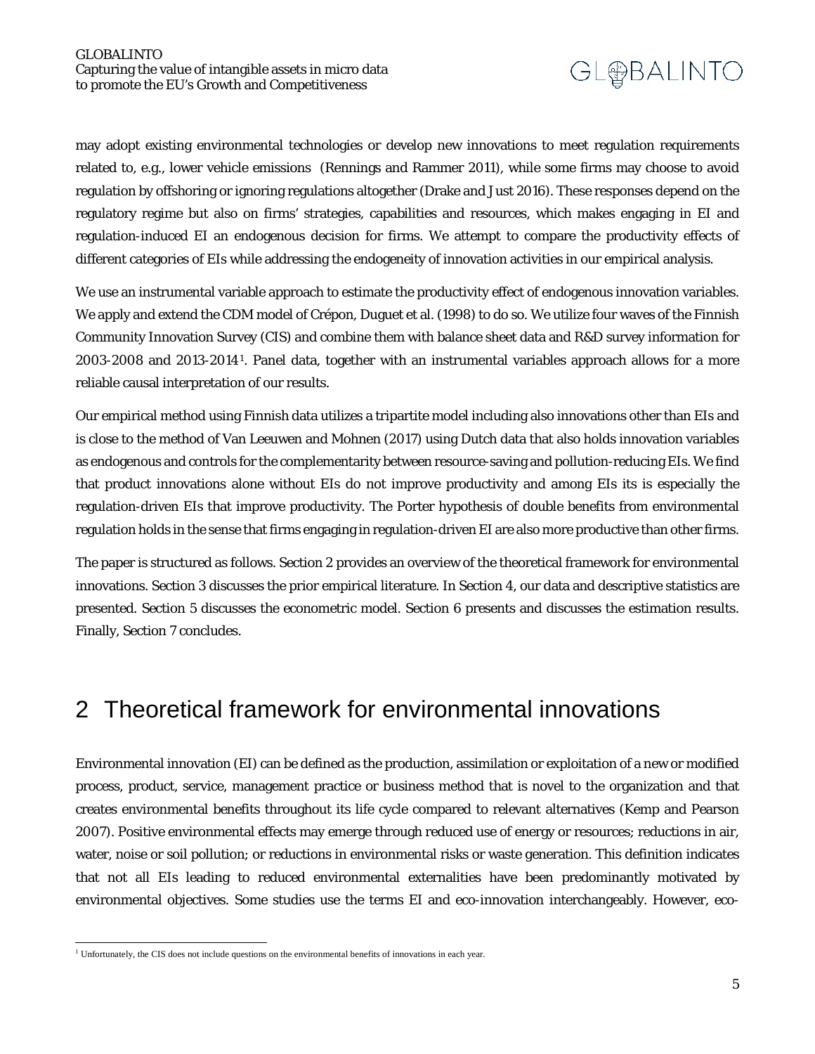may adopt existing environmental technologies or develop new innovations to meet regulation requirements related to, e.g., lower vehicle emissions (Rennings and Rammer 2011), while some firms may choose to avoid regulation by offshoring or ignoring regulations altogether (Drake and Just 2016). These responses depend on the regulatory regime but also on firms' strategies, capabilities and resources, which makes engaging in EI and regulation-induced EI an endogenous decision for firms. We attempt to compare the productivity effects of different categories of EIs while addressing the endogeneity of innovation activities in our empirical analysis.

We use an instrumental variable approach to estimate the productivity effect of endogenous innovation variables. We apply and extend the CDM model of Crépon, Duguet et al. (1998) to do so. We utilize four waves of the Finnish Community Innovation Survey (CIS) and combine them with balance sheet data and R&D survey information for 2003-2008 and 2013-2014[1]. Panel data, together with an instrumental variables approach allows for a more reliable causal interpretation of our results.

Our empirical method using Finnish data utilizes a tripartite model including also innovations other than EIs and is close to the method of Van Leeuwen and Mohnen (2017) using Dutch data that also holds innovation variables as endogenous and controls for the complementarity between resource-saving and pollution-reducing EIs. We find that product innovations alone without EIs do not improve productivity and among EIs its is especially the regulation-driven EIs that improve productivity. The Porter hypothesis of double benefits from environmental regulation holds in the sense that firms engaging in regulation-driven EI are also more productive than other firms.

The paper is structured as follows. Section 2 provides an overview of the theoretical framework for environmental innovations. Section 3 discusses the prior empirical literature. In Section 4, our data and descriptive statistics are presented. Section 5 discusses the econometric model. Section 6 presents and discusses the estimation results. Finally, Section 7 concludes.

# 2 Theoretical framework for environmental innovations

Environmental innovation (EI) can be defined as the production, assimilation or exploitation of a new or modified process, product, service, management practice or business method that is novel to the organization and that creates environmental benefits throughout its life cycle compared to relevant alternatives (Kemp and Pearson 2007). Positive environmental effects may emerge through reduced use of energy or resources; reductions in air, water, noise or soil pollution; or reductions in environmental risks or waste generation. This definition indicates that not all EIs leading to reduced environmental externalities have been predominantly motivated by environmental objectives. Some studies use the terms EI and eco-innovation interchangeably. However, eco-

[1] Unfortunately, the CIS does not include questions on the environmental benefits of innovations in each year.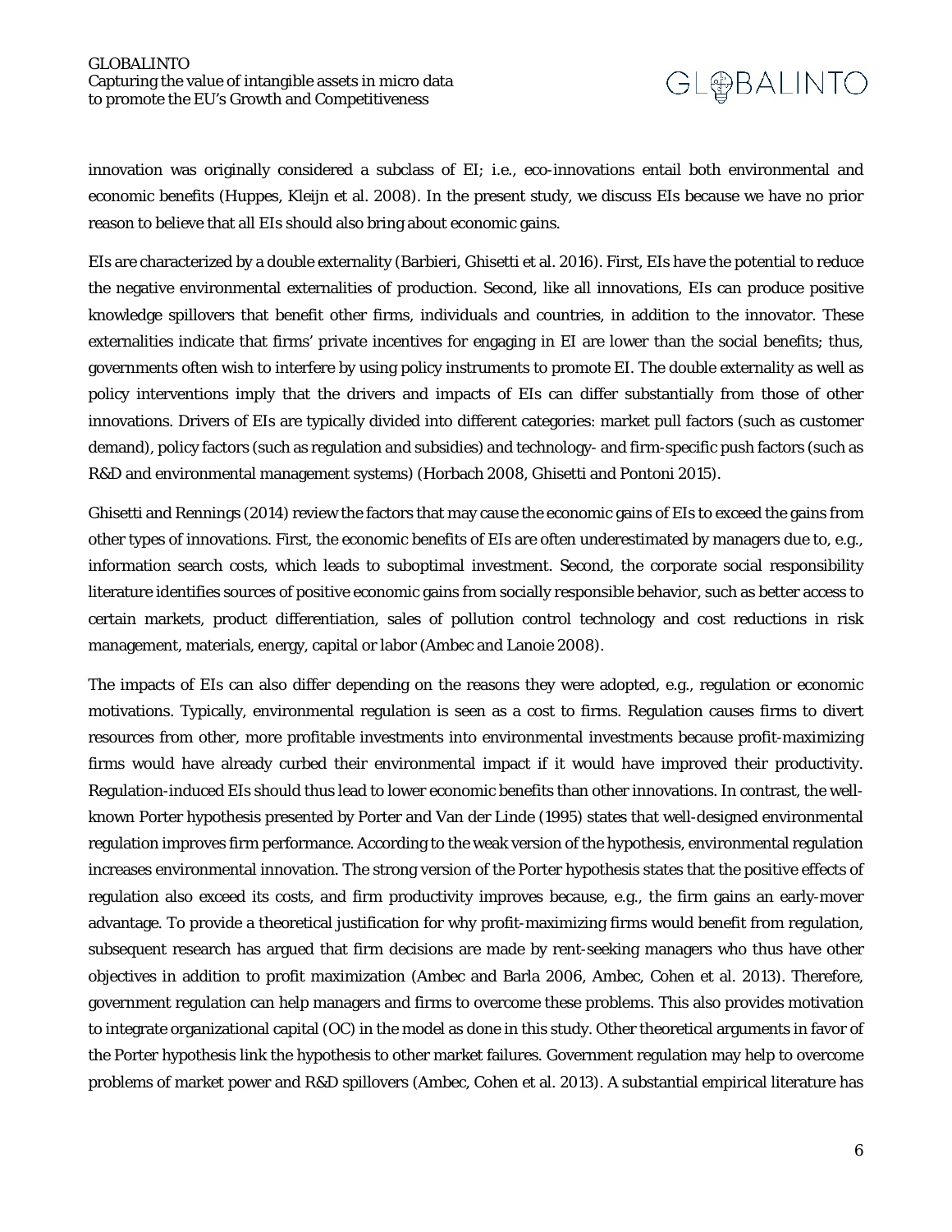innovation was originally considered a subclass of EI; i.e., eco-innovations entail both environmental and economic benefits (Huppes, Kleijn et al. 2008). In the present study, we discuss EIs because we have no prior reason to believe that all EIs should also bring about economic gains.

EIs are characterized by a double externality (Barbieri, Ghisetti et al. 2016). First, EIs have the potential to reduce the negative environmental externalities of production. Second, like all innovations, EIs can produce positive knowledge spillovers that benefit other firms, individuals and countries, in addition to the innovator. These externalities indicate that firms' private incentives for engaging in EI are lower than the social benefits; thus, governments often wish to interfere by using policy instruments to promote EI. The double externality as well as policy interventions imply that the drivers and impacts of EIs can differ substantially from those of other innovations. Drivers of EIs are typically divided into different categories: market pull factors (such as customer demand), policy factors (such as regulation and subsidies) and technology- and firm-specific push factors (such as R&D and environmental management systems) (Horbach 2008, Ghisetti and Pontoni 2015).

Ghisetti and Rennings (2014) review the factors that may cause the economic gains of EIs to exceed the gains from other types of innovations. First, the economic benefits of EIs are often underestimated by managers due to, e.g., information search costs, which leads to suboptimal investment. Second, the corporate social responsibility literature identifies sources of positive economic gains from socially responsible behavior, such as better access to certain markets, product differentiation, sales of pollution control technology and cost reductions in risk management, materials, energy, capital or labor (Ambec and Lanoie 2008).

The impacts of EIs can also differ depending on the reasons they were adopted, e.g., regulation or economic motivations. Typically, environmental regulation is seen as a cost to firms. Regulation causes firms to divert resources from other, more profitable investments into environmental investments because profit-maximizing firms would have already curbed their environmental impact if it would have improved their productivity. Regulation-induced EIs should thus lead to lower economic benefits than other innovations. In contrast, the well-known Porter hypothesis presented by Porter and Van der Linde (1995) states that well-designed environmental regulation improves firm performance. According to the weak version of the hypothesis, environmental regulation increases environmental innovation. The strong version of the Porter hypothesis states that the positive effects of regulation also exceed its costs, and firm productivity improves because, e.g., the firm gains an early-mover advantage. To provide a theoretical justification for why profit-maximizing firms would benefit from regulation, subsequent research has argued that firm decisions are made by rent-seeking managers who thus have other objectives in addition to profit maximization (Ambec and Barla 2006, Ambec, Cohen et al. 2013). Therefore, government regulation can help managers and firms to overcome these problems. This also provides motivation to integrate organizational capital (OC) in the model as done in this study. Other theoretical arguments in favor of the Porter hypothesis link the hypothesis to other market failures. Government regulation may help to overcome problems of market power and R&D spillovers (Ambec, Cohen et al. 2013). A substantial empirical literature has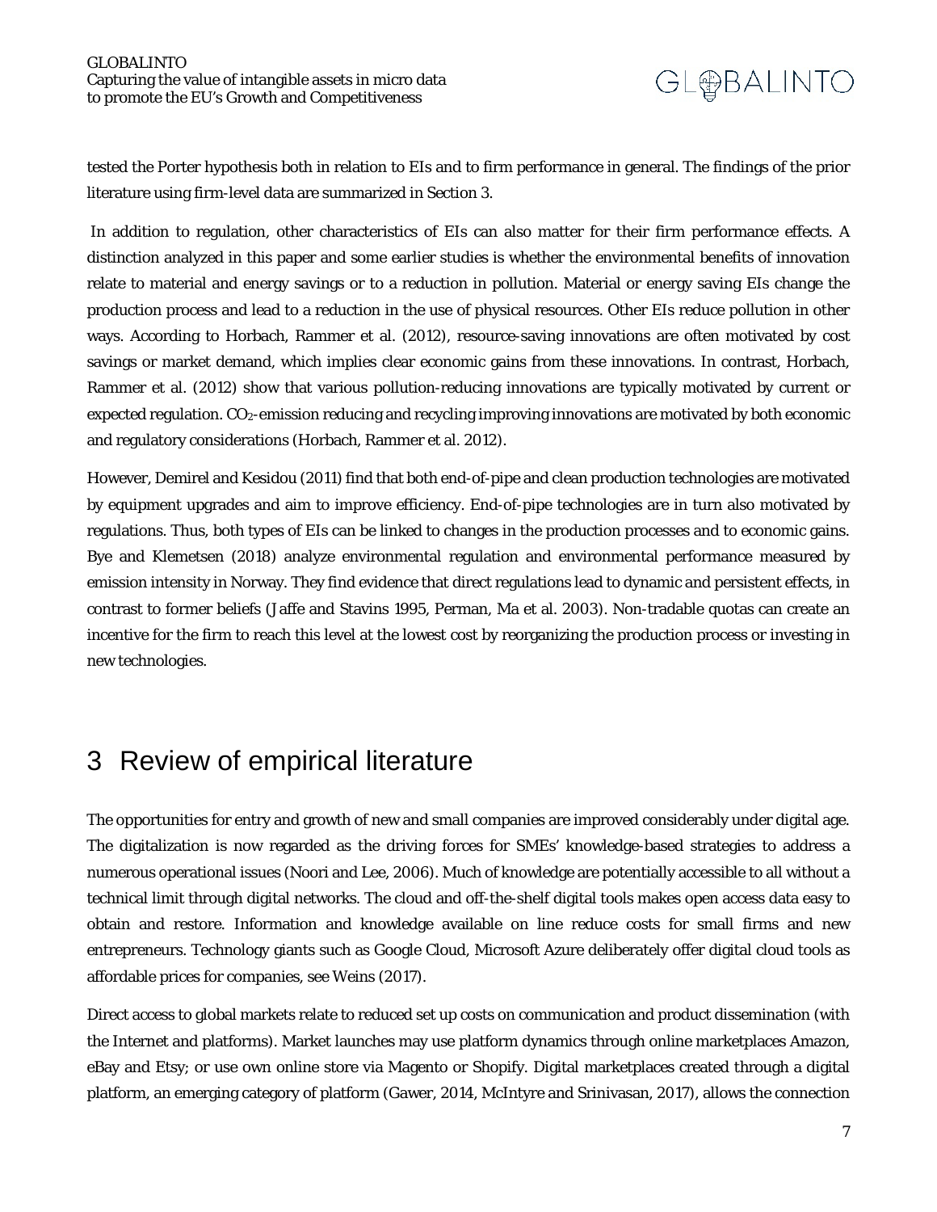tested the Porter hypothesis both in relation to EIs and to firm performance in general. The findings of the prior literature using firm-level data are summarized in Section 3.

In addition to regulation, other characteristics of EIs can also matter for their firm performance effects. A distinction analyzed in this paper and some earlier studies is whether the environmental benefits of innovation relate to material and energy savings or to a reduction in pollution. Material or energy saving EIs change the production process and lead to a reduction in the use of physical resources. Other EIs reduce pollution in other ways. According to Horbach, Rammer et al. (2012), resource-saving innovations are often motivated by cost savings or market demand, which implies clear economic gains from these innovations. In contrast, Horbach, Rammer et al. (2012) show that various pollution-reducing innovations are typically motivated by current or expected regulation. $CO_2$-emission reducing and recycling improving innovations are motivated by both economic and regulatory considerations (Horbach, Rammer et al. 2012).

However, Demirel and Kesidou (2011) find that both end-of-pipe and clean production technologies are motivated by equipment upgrades and aim to improve efficiency. End-of-pipe technologies are in turn also motivated by regulations. Thus, both types of EIs can be linked to changes in the production processes and to economic gains. Bye and Klemetsen (2018) analyze environmental regulation and environmental performance measured by emission intensity in Norway. They find evidence that direct regulations lead to dynamic and persistent effects, in contrast to former beliefs (Jaffe and Stavins 1995, Perman, Ma et al. 2003). Non-tradable quotas can create an incentive for the firm to reach this level at the lowest cost by reorganizing the production process or investing in new technologies.

# 3 Review of empirical literature

The opportunities for entry and growth of new and small companies are improved considerably under digital age. The digitalization is now regarded as the driving forces for SMEs' knowledge-based strategies to address a numerous operational issues (Noori and Lee, 2006). Much of knowledge are potentially accessible to all without a technical limit through digital networks. The cloud and off-the-shelf digital tools makes open access data easy to obtain and restore. Information and knowledge available on line reduce costs for small firms and new entrepreneurs. Technology giants such as Google Cloud, Microsoft Azure deliberately offer digital cloud tools as affordable prices for companies, see Weins (2017).

Direct access to global markets relate to reduced set up costs on communication and product dissemination (with the Internet and platforms). Market launches may use platform dynamics through online marketplaces Amazon, eBay and Etsy; or use own online store via Magento or Shopify. Digital marketplaces created through a digital platform, an emerging category of platform (Gawer, 2014, McIntyre and Srinivasan, 2017), allows the connection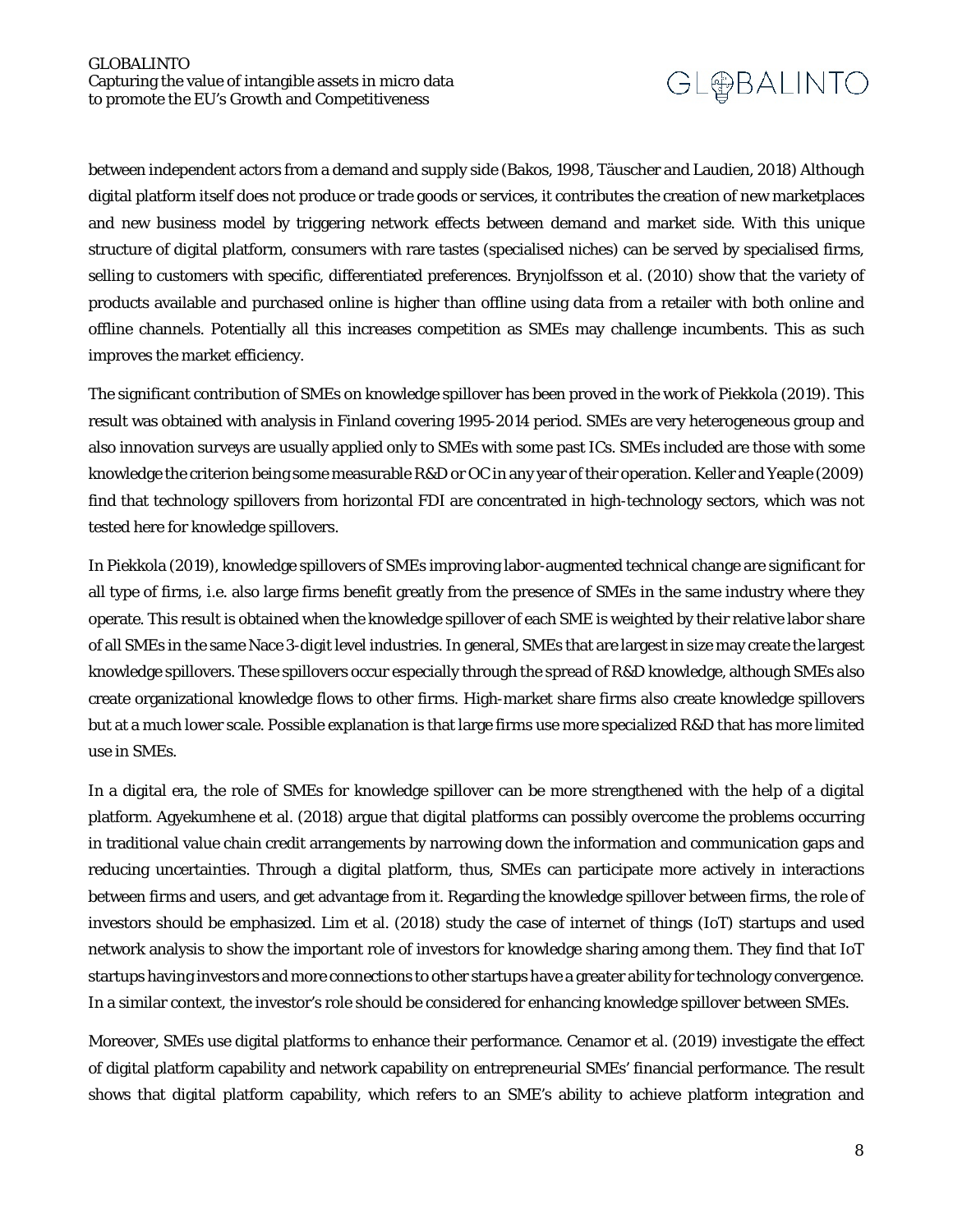between independent actors from a demand and supply side (Bakos, 1998, Täuscher and Laudien, 2018) Although digital platform itself does not produce or trade goods or services, it contributes the creation of new marketplaces and new business model by triggering network effects between demand and market side. With this unique structure of digital platform, consumers with rare tastes (specialised niches) can be served by specialised firms, selling to customers with specific, differentiated preferences. Brynjolfsson et al. (2010) show that the variety of products available and purchased online is higher than offline using data from a retailer with both online and offline channels. Potentially all this increases competition as SMEs may challenge incumbents. This as such improves the market efficiency.

The significant contribution of SMEs on knowledge spillover has been proved in the work of Piekkola (2019). This result was obtained with analysis in Finland covering 1995-2014 period. SMEs are very heterogeneous group and also innovation surveys are usually applied only to SMEs with some past ICs. SMEs included are those with some knowledge the criterion being some measurable R&D or OC in any year of their operation. Keller and Yeaple (2009) find that technology spillovers from horizontal FDI are concentrated in high-technology sectors, which was not tested here for knowledge spillovers.

In Piekkola (2019), knowledge spillovers of SMEs improving labor-augmented technical change are significant for all type of firms, i.e. also large firms benefit greatly from the presence of SMEs in the same industry where they operate. This result is obtained when the knowledge spillover of each SME is weighted by their relative labor share of all SMEs in the same Nace 3-digit level industries. In general, SMEs that are largest in size may create the largest knowledge spillovers. These spillovers occur especially through the spread of R&D knowledge, although SMEs also create organizational knowledge flows to other firms. High-market share firms also create knowledge spillovers but at a much lower scale. Possible explanation is that large firms use more specialized R&D that has more limited use in SMEs.

In a digital era, the role of SMEs for knowledge spillover can be more strengthened with the help of a digital platform. Agyekumhene et al. (2018) argue that digital platforms can possibly overcome the problems occurring in traditional value chain credit arrangements by narrowing down the information and communication gaps and reducing uncertainties. Through a digital platform, thus, SMEs can participate more actively in interactions between firms and users, and get advantage from it. Regarding the knowledge spillover between firms, the role of investors should be emphasized. Lim et al. (2018) study the case of internet of things (IoT) startups and used network analysis to show the important role of investors for knowledge sharing among them. They find that IoT startups having investors and more connections to other startups have a greater ability for technology convergence. In a similar context, the investor's role should be considered for enhancing knowledge spillover between SMEs.

Moreover, SMEs use digital platforms to enhance their performance. Cenamor et al. (2019) investigate the effect of digital platform capability and network capability on entrepreneurial SMEs' financial performance. The result shows that digital platform capability, which refers to an SME's ability to achieve platform integration and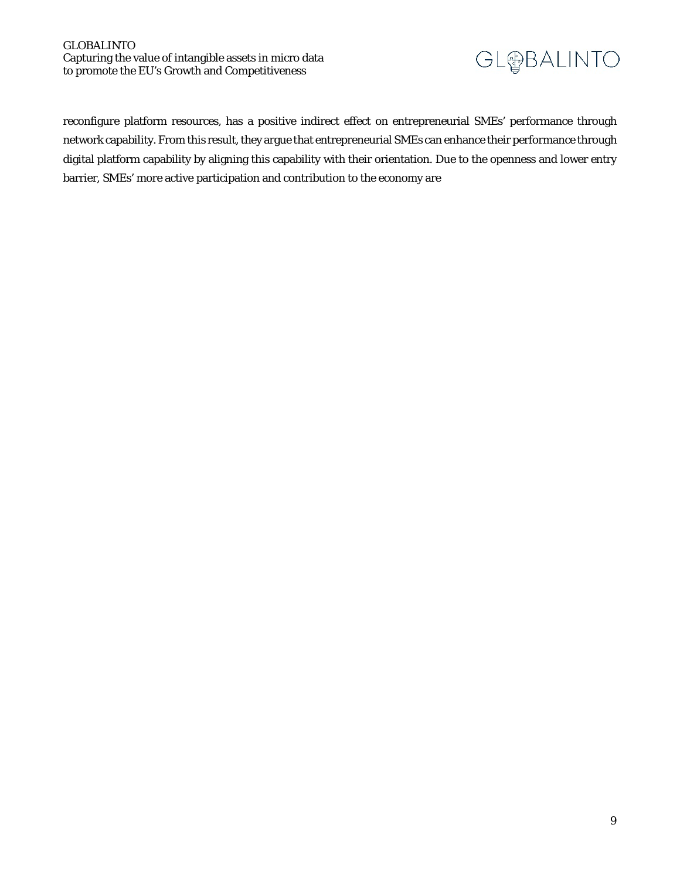reconfigure platform resources, has a positive indirect effect on entrepreneurial SMEs' performance through network capability. From this result, they argue that entrepreneurial SMEs can enhance their performance through digital platform capability by aligning this capability with their orientation. Due to the openness and lower entry barrier, SMEs' more active participation and contribution to the economy are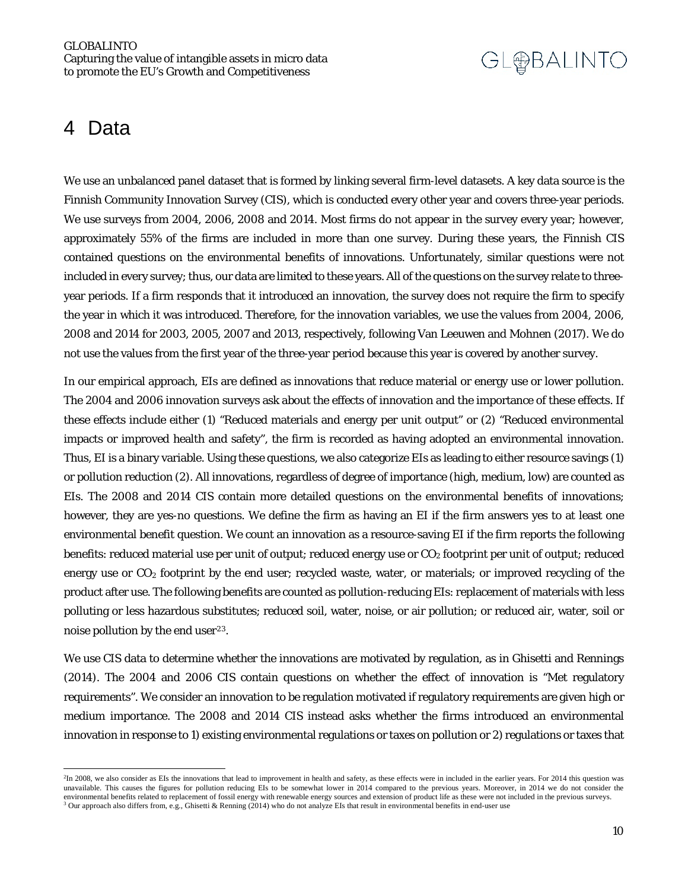# 4 Data

We use an unbalanced panel dataset that is formed by linking several firm-level datasets. A key data source is the Finnish Community Innovation Survey (CIS), which is conducted every other year and covers three-year periods. We use surveys from 2004, 2006, 2008 and 2014. Most firms do not appear in the survey every year; however, approximately 55% of the firms are included in more than one survey. During these years, the Finnish CIS contained questions on the environmental benefits of innovations. Unfortunately, similar questions were not included in every survey; thus, our data are limited to these years. All of the questions on the survey relate to three-year periods. If a firm responds that it introduced an innovation, the survey does not require the firm to specify the year in which it was introduced. Therefore, for the innovation variables, we use the values from 2004, 2006, 2008 and 2014 for 2003, 2005, 2007 and 2013, respectively, following Van Leeuwen and Mohnen (2017). We do not use the values from the first year of the three-year period because this year is covered by another survey.

In our empirical approach, EIs are defined as innovations that reduce material or energy use or lower pollution. The 2004 and 2006 innovation surveys ask about the effects of innovation and the importance of these effects. If these effects include either (1) "Reduced materials and energy per unit output" or (2) "Reduced environmental impacts or improved health and safety", the firm is recorded as having adopted an environmental innovation. Thus, EI is a binary variable. Using these questions, we also categorize EIs as leading to either resource savings (1) or pollution reduction (2). All innovations, regardless of degree of importance (high, medium, low) are counted as EIs. The 2008 and 2014 CIS contain more detailed questions on the environmental benefits of innovations; however, they are yes-no questions. We define the firm as having an EI if the firm answers yes to at least one environmental benefit question. We count an innovation as a resource-saving EI if the firm reports the following benefits: reduced material use per unit of output; reduced energy use or $CO_2$ footprint per unit of output; reduced energy use or $CO_2$ footprint by the end user; recycled waste, water, or materials; or improved recycling of the product after use. The following benefits are counted as pollution-reducing EIs: replacement of materials with less polluting or less hazardous substitutes; reduced soil, water, noise, or air pollution; or reduced air, water, soil or noise pollution by the end user[2,3].

We use CIS data to determine whether the innovations are motivated by regulation, as in Ghisetti and Rennings (2014). The 2004 and 2006 CIS contain questions on whether the effect of innovation is "Met regulatory requirements". We consider an innovation to be regulation motivated if regulatory requirements are given high or medium importance. The 2008 and 2014 CIS instead asks whether the firms introduced an environmental innovation in response to 1) existing environmental regulations or taxes on pollution or 2) regulations or taxes that

---

[2] In 2008, we also consider as EIs the innovations that lead to improvement in health and safety, as these effects were in included in the earlier years. For 2014 this question was unavailable. This causes the figures for pollution reducing EIs to be somewhat lower in 2014 compared to the previous years. Moreover, in 2014 we do not consider the environmental benefits related to replacement of fossil energy with renewable energy sources and extension of product life as these were not included in the previous surveys.

[3] Our approach also differs from, e.g., Ghisetti & Renning (2014) who do not analyze EIs that result in environmental benefits in end-user use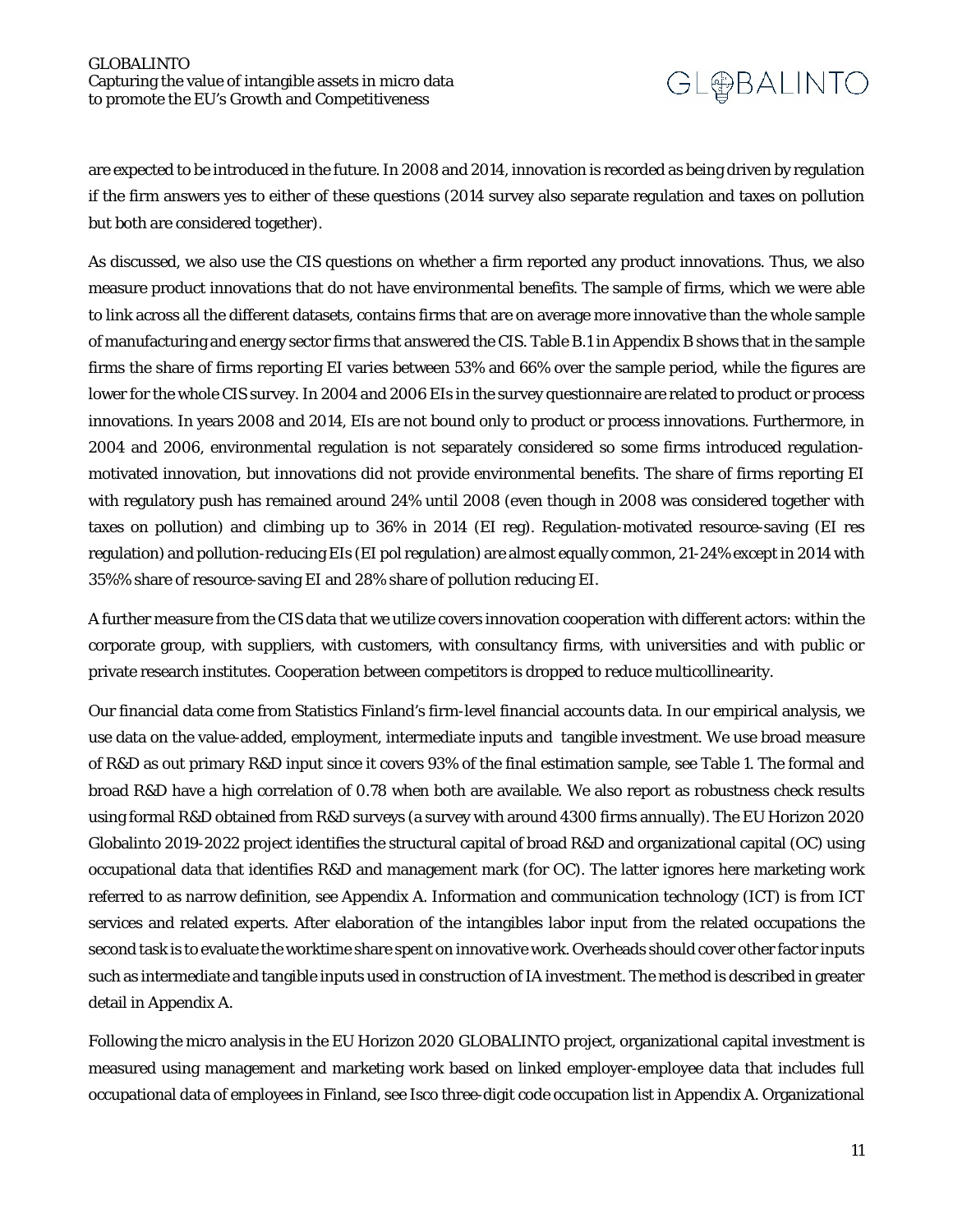are expected to be introduced in the future. In 2008 and 2014, innovation is recorded as being driven by regulation if the firm answers yes to either of these questions (2014 survey also separate regulation and taxes on pollution but both are considered together).

As discussed, we also use the CIS questions on whether a firm reported any product innovations. Thus, we also measure product innovations that do not have environmental benefits. The sample of firms, which we were able to link across all the different datasets, contains firms that are on average more innovative than the whole sample of manufacturing and energy sector firms that answered the CIS. Table B.1 in Appendix B shows that in the sample firms the share of firms reporting EI varies between 53% and 66% over the sample period, while the figures are lower for the whole CIS survey. In 2004 and 2006 EIs in the survey questionnaire are related to product or process innovations. In years 2008 and 2014, EIs are not bound only to product or process innovations. Furthermore, in 2004 and 2006, environmental regulation is not separately considered so some firms introduced regulation-motivated innovation, but innovations did not provide environmental benefits. The share of firms reporting EI with regulatory push has remained around 24% until 2008 (even though in 2008 was considered together with taxes on pollution) and climbing up to 36% in 2014 (EI reg). Regulation-motivated resource-saving (EI res regulation) and pollution-reducing EIs (EI pol regulation) are almost equally common, 21-24% except in 2014 with 35%% share of resource-saving EI and 28% share of pollution reducing EI.

A further measure from the CIS data that we utilize covers innovation cooperation with different actors: within the corporate group, with suppliers, with customers, with consultancy firms, with universities and with public or private research institutes. Cooperation between competitors is dropped to reduce multicollinearity.

Our financial data come from Statistics Finland's firm-level financial accounts data. In our empirical analysis, we use data on the value-added, employment, intermediate inputs and tangible investment. We use broad measure of R&D as out primary R&D input since it covers 93% of the final estimation sample, see Table 1. The formal and broad R&D have a high correlation of 0.78 when both are available. We also report as robustness check results using formal R&D obtained from R&D surveys (a survey with around 4300 firms annually). The EU Horizon 2020 Globalinto 2019-2022 project identifies the structural capital of broad R&D and organizational capital (OC) using occupational data that identifies R&D and management mark (for OC). The latter ignores here marketing work referred to as narrow definition, see Appendix A. Information and communication technology (ICT) is from ICT services and related experts. After elaboration of the intangibles labor input from the related occupations the second task is to evaluate the worktime share spent on innovative work. Overheads should cover other factor inputs such as intermediate and tangible inputs used in construction of IA investment. The method is described in greater detail in Appendix A.

Following the micro analysis in the EU Horizon 2020 GLOBALINTO project, organizational capital investment is measured using management and marketing work based on linked employer-employee data that includes full occupational data of employees in Finland, see Isco three-digit code occupation list in Appendix A. Organizational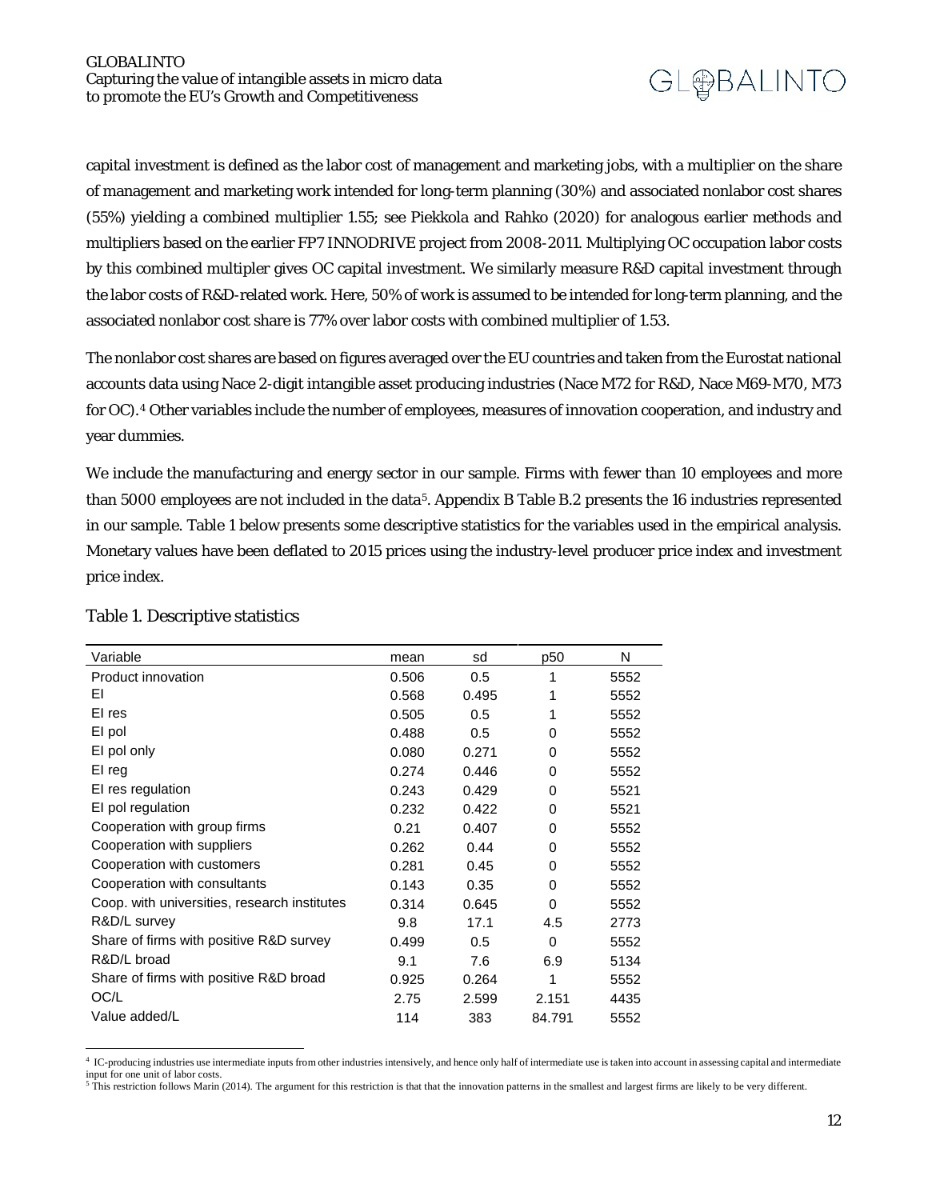capital investment is defined as the labor cost of management and marketing jobs, with a multiplier on the share of management and marketing work intended for long-term planning (30%) and associated nonlabor cost shares (55%) yielding a combined multiplier 1.55; see Piekkola and Rahko (2020) for analogous earlier methods and multipliers based on the earlier FP7 INNODRIVE project from 2008-2011. Multiplying OC occupation labor costs by this combined multipler gives OC capital investment. We similarly measure R&D capital investment through the labor costs of R&D-related work. Here, 50% of work is assumed to be intended for long-term planning, and the associated nonlabor cost share is 77% over labor costs with combined multiplier of 1.53.

The nonlabor cost shares are based on figures averaged over the EU countries and taken from the Eurostat national accounts data using Nace 2-digit intangible asset producing industries (Nace M72 for R&D, Nace M69-M70, M73 for OC).[4] Other variables include the number of employees, measures of innovation cooperation, and industry and year dummies.

We include the manufacturing and energy sector in our sample. Firms with fewer than 10 employees and more than 5000 employees are not included in the data[5]. Appendix B Table B.2 presents the 16 industries represented in our sample. Table 1 below presents some descriptive statistics for the variables used in the empirical analysis. Monetary values have been deflated to 2015 prices using the industry-level producer price index and investment price index.

Table 1. Descriptive statistics

| Variable | mean | sd | p50 | N |
|---|---|---|---|---|
| Product innovation | 0.506 | 0.5 | 1 | 5552 |
| EI | 0.568 | 0.495 | 1 | 5552 |
| EI res | 0.505 | 0.5 | 1 | 5552 |
| EI pol | 0.488 | 0.5 | 0 | 5552 |
| EI pol only | 0.080 | 0.271 | 0 | 5552 |
| EI reg | 0.274 | 0.446 | 0 | 5552 |
| EI res regulation | 0.243 | 0.429 | 0 | 5521 |
| EI pol regulation | 0.232 | 0.422 | 0 | 5521 |
| Cooperation with group firms | 0.21 | 0.407 | 0 | 5552 |
| Cooperation with suppliers | 0.262 | 0.44 | 0 | 5552 |
| Cooperation with customers | 0.281 | 0.45 | 0 | 5552 |
| Cooperation with consultants | 0.143 | 0.35 | 0 | 5552 |
| Coop. with universities, research institutes | 0.314 | 0.645 | 0 | 5552 |
| R&D/L survey | 9.8 | 17.1 | 4.5 | 2773 |
| Share of firms with positive R&D survey | 0.499 | 0.5 | 0 | 5552 |
| R&D/L broad | 9.1 | 7.6 | 6.9 | 5134 |
| Share of firms with positive R&D broad | 0.925 | 0.264 | 1 | 5552 |
| OC/L | 2.75 | 2.599 | 2.151 | 4435 |
| Value added/L | 114 | 383 | 84.791 | 5552 |

[4] IC-producing industries use intermediate inputs from other industries intensively, and hence only half of intermediate use is taken into account in assessing capital and intermediate input for one unit of labor costs.

[5] This restriction follows Marin (2014). The argument for this restriction is that that the innovation patterns in the smallest and largest firms are likely to be very different.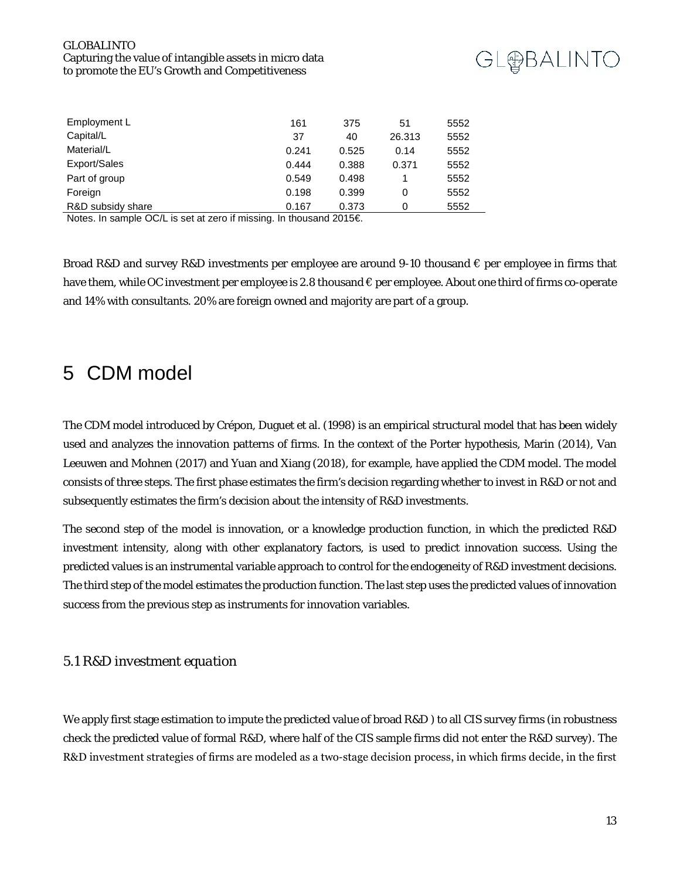| | | | | |
|---|---|---|---|---|
| Employment L | 161 | 375 | 51 | 5552 |
| Capital/L | 37 | 40 | 26.313 | 5552 |
| Material/L | 0.241 | 0.525 | 0.14 | 5552 |
| Export/Sales | 0.444 | 0.388 | 0.371 | 5552 |
| Part of group | 0.549 | 0.498 | 1 | 5552 |
| Foreign | 0.198 | 0.399 | 0 | 5552 |
| R&D subsidy share | 0.167 | 0.373 | 0 | 5552 |

Notes. In sample OC/L is set at zero if missing. In thousand 2015€.

Broad R&D and survey R&D investments per employee are around 9-10 thousand € per employee in firms that have them, while OC investment per employee is 2.8 thousand € per employee. About one third of firms co-operate and 14% with consultants. 20% are foreign owned and majority are part of a group.

# 5 CDM model

The CDM model introduced by Crépon, Duguet et al. (1998) is an empirical structural model that has been widely used and analyzes the innovation patterns of firms. In the context of the Porter hypothesis, Marin (2014), Van Leeuwen and Mohnen (2017) and Yuan and Xiang (2018), for example, have applied the CDM model. The model consists of three steps. The first phase estimates the firm's decision regarding whether to invest in R&D or not and subsequently estimates the firm's decision about the intensity of R&D investments.

The second step of the model is innovation, or a knowledge production function, in which the predicted R&D investment intensity, along with other explanatory factors, is used to predict innovation success. Using the predicted values is an instrumental variable approach to control for the endogeneity of R&D investment decisions. The third step of the model estimates the production function. The last step uses the predicted values of innovation success from the previous step as instruments for innovation variables.

## *5.1 R&D investment equation*

We apply first stage estimation to impute the predicted value of broad R&D ) to all CIS survey firms (in robustness check the predicted value of formal R&D, where half of the CIS sample firms did not enter the R&D survey). The R&D investment strategies of firms are modeled as a two-stage decision process, in which firms decide, in the first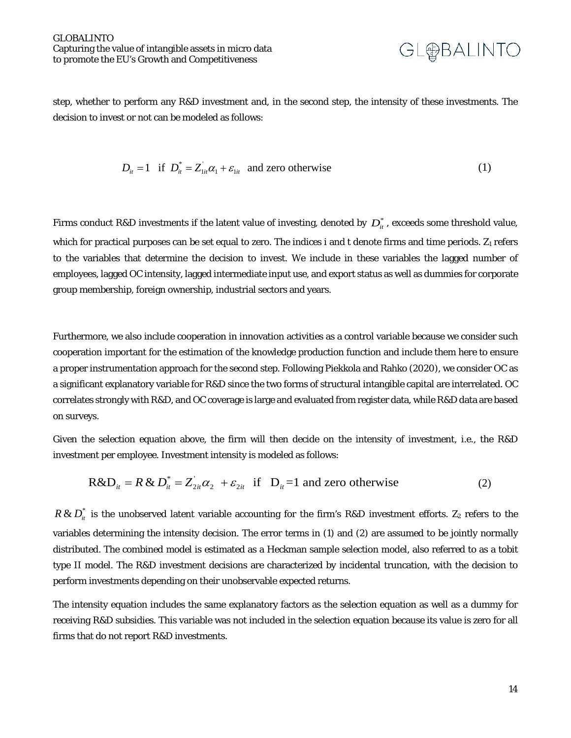step, whether to perform any R&D investment and, in the second step, the intensity of these investments. The decision to invest or not can be modeled as follows:

$$D_{it} = 1 \quad \text{if} \quad D_{it}^{*} = Z_{1it}^{'}\alpha_1 + \varepsilon_{1it} \quad \text{and zero otherwise} \tag{1}$$

Firms conduct R&D investments if the latent value of investing, denoted by $D_{it}^{*}$, exceeds some threshold value, which for practical purposes can be set equal to zero. The indices i and t denote firms and time periods. $Z_1$ refers to the variables that determine the decision to invest. We include in these variables the lagged number of employees, lagged OC intensity, lagged intermediate input use, and export status as well as dummies for corporate group membership, foreign ownership, industrial sectors and years.

Furthermore, we also include cooperation in innovation activities as a control variable because we consider such cooperation important for the estimation of the knowledge production function and include them here to ensure a proper instrumentation approach for the second step. Following Piekkola and Rahko (2020), we consider OC as a significant explanatory variable for R&D since the two forms of structural intangible capital are interrelated. OC correlates strongly with R&D, and OC coverage is large and evaluated from register data, while R&D data are based on surveys.

Given the selection equation above, the firm will then decide on the intensity of investment, i.e., the R&D investment per employee. Investment intensity is modeled as follows:

$$\text{R\&D}_{it} = R\&D_{it}^{*} = Z_{2it}^{'}\alpha_2 + \varepsilon_{2it} \quad \text{if} \quad \text{D}_{it} = 1 \text{ and zero otherwise} \tag{2}$$

$R\&D_{it}^{*}$ is the unobserved latent variable accounting for the firm's R&D investment efforts. $Z_2$ refers to the variables determining the intensity decision. The error terms in (1) and (2) are assumed to be jointly normally distributed. The combined model is estimated as a Heckman sample selection model, also referred to as a tobit type II model. The R&D investment decisions are characterized by incidental truncation, with the decision to perform investments depending on their unobservable expected returns.

The intensity equation includes the same explanatory factors as the selection equation as well as a dummy for receiving R&D subsidies. This variable was not included in the selection equation because its value is zero for all firms that do not report R&D investments.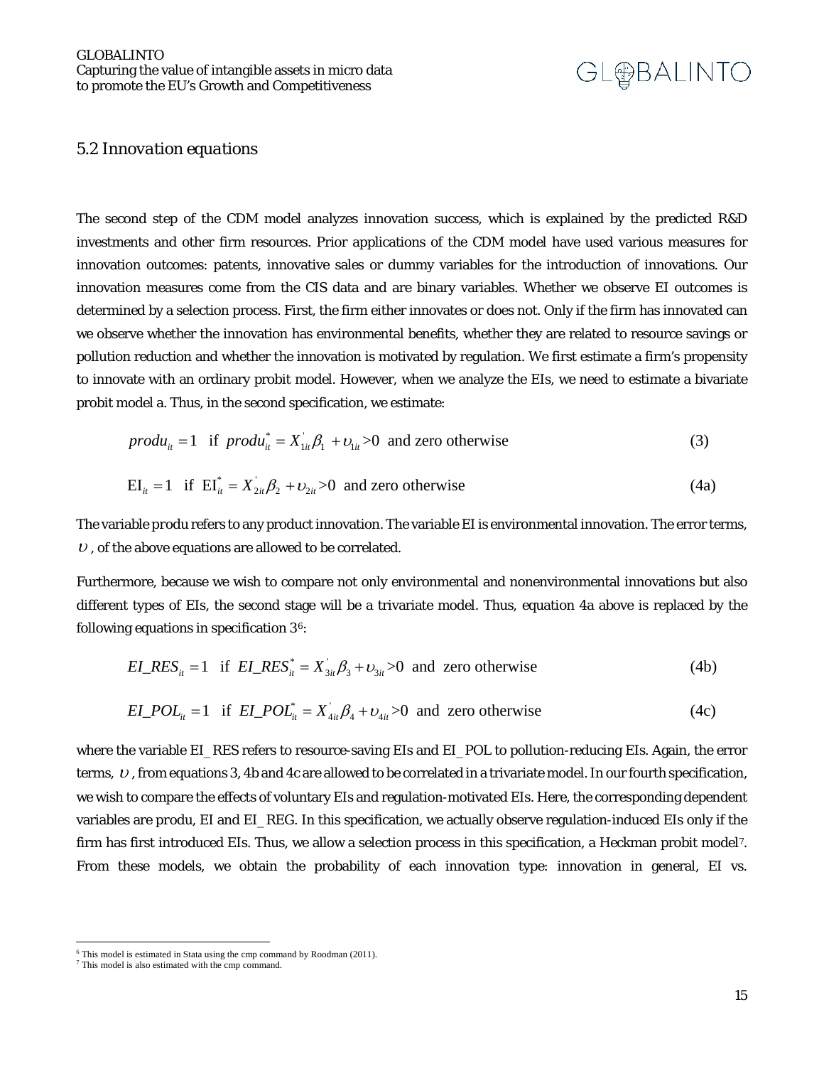### 5.2 Innovation equations

The second step of the CDM model analyzes innovation success, which is explained by the predicted R&D investments and other firm resources. Prior applications of the CDM model have used various measures for innovation outcomes: patents, innovative sales or dummy variables for the introduction of innovations. Our innovation measures come from the CIS data and are binary variables. Whether we observe EI outcomes is determined by a selection process. First, the firm either innovates or does not. Only if the firm has innovated can we observe whether the innovation has environmental benefits, whether they are related to resource savings or pollution reduction and whether the innovation is motivated by regulation. We first estimate a firm's propensity to innovate with an ordinary probit model. However, when we analyze the EIs, we need to estimate a bivariate probit model a. Thus, in the second specification, we estimate:

$$produ_{it} = 1 \quad \text{if} \quad produ_{it}^{*} = X_{1it}^{'}\beta_1 + \upsilon_{1it} > 0 \quad \text{and zero otherwise} \tag{3}$$

$$\text{EI}_{it} = 1 \quad \text{if} \quad \text{EI}_{it}^{*} = X_{2it}^{'}\beta_2 + \upsilon_{2it} > 0 \quad \text{and zero otherwise} \tag{4a}$$

The variable produ refers to any product innovation. The variable EI is environmental innovation. The error terms, $\upsilon$, of the above equations are allowed to be correlated.

Furthermore, because we wish to compare not only environmental and nonenvironmental innovations but also different types of EIs, the second stage will be a trivariate model. Thus, equation 4a above is replaced by the following equations in specification 3[6]:

$$EI\_RES_{it} = 1 \quad \text{if} \quad EI\_RES_{it}^{*} = X_{3it}^{'}\beta_3 + \upsilon_{3it} > 0 \quad \text{and zero otherwise} \tag{4b}$$

$$EI\_POL_{it} = 1 \quad \text{if} \quad EI\_POL_{it}^{*} = X_{4it}^{'}\beta_4 + \upsilon_{4it} > 0 \quad \text{and zero otherwise} \tag{4c}$$

where the variable EI_RES refers to resource-saving EIs and EI_POL to pollution-reducing EIs. Again, the error terms, $\upsilon$, from equations 3, 4b and 4c are allowed to be correlated in a trivariate model. In our fourth specification, we wish to compare the effects of voluntary EIs and regulation-motivated EIs. Here, the corresponding dependent variables are produ, EI and EI_REG. In this specification, we actually observe regulation-induced EIs only if the firm has first introduced EIs. Thus, we allow a selection process in this specification, a Heckman probit model[7]. From these models, we obtain the probability of each innovation type: innovation in general, EI vs.

---

[6] This model is estimated in Stata using the cmp command by Roodman (2011).

[7] This model is also estimated with the cmp command.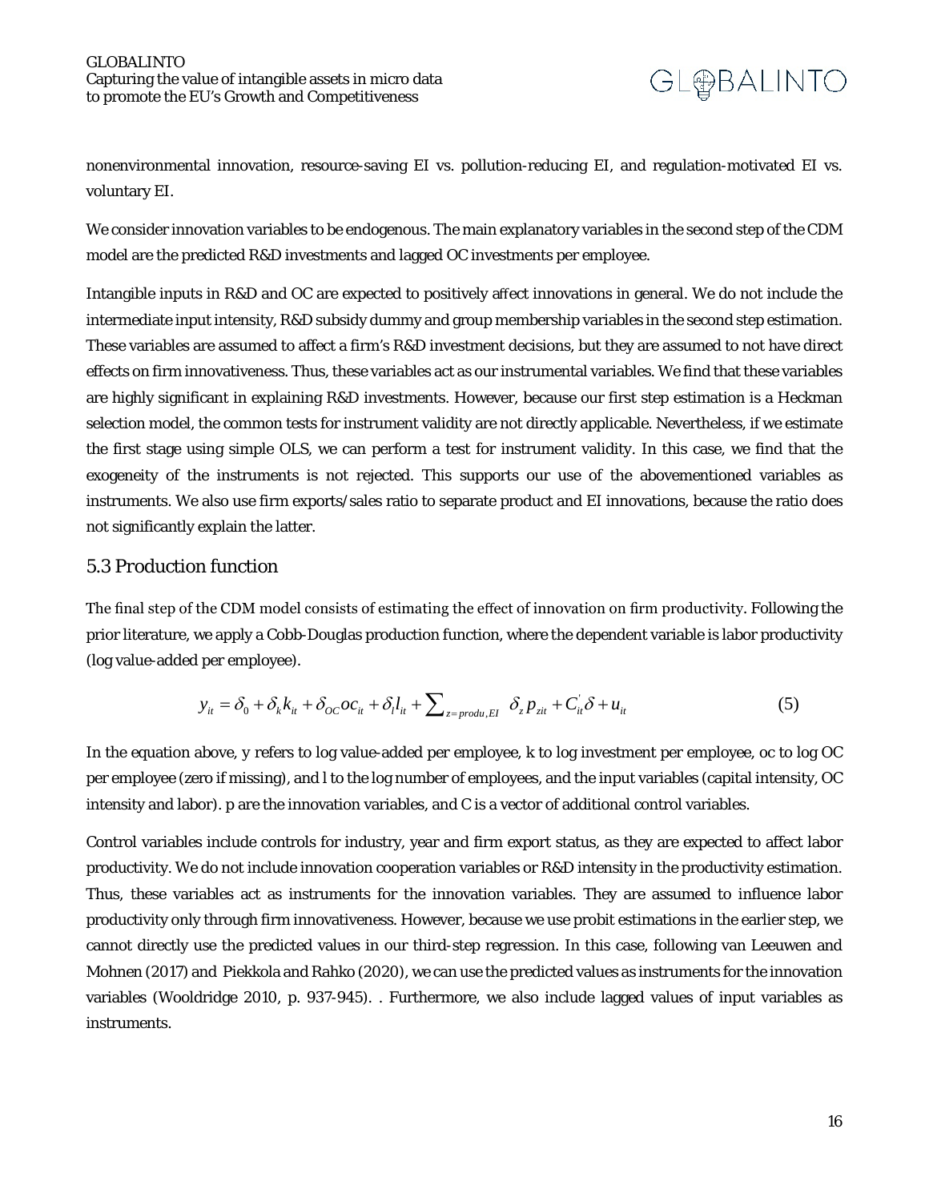nonenvironmental innovation, resource-saving EI vs. pollution-reducing EI, and regulation-motivated EI vs. voluntary EI.

We consider innovation variables to be endogenous. The main explanatory variables in the second step of the CDM model are the predicted R&D investments and lagged OC investments per employee.

Intangible inputs in R&D and OC are expected to positively affect innovations in general. We do not include the intermediate input intensity, R&D subsidy dummy and group membership variables in the second step estimation. These variables are assumed to affect a firm's R&D investment decisions, but they are assumed to not have direct effects on firm innovativeness. Thus, these variables act as our instrumental variables. We find that these variables are highly significant in explaining R&D investments. However, because our first step estimation is a Heckman selection model, the common tests for instrument validity are not directly applicable. Nevertheless, if we estimate the first stage using simple OLS, we can perform a test for instrument validity. In this case, we find that the exogeneity of the instruments is not rejected. This supports our use of the abovementioned variables as instruments. We also use firm exports/sales ratio to separate product and EI innovations, because the ratio does not significantly explain the latter.

## 5.3 Production function

The final step of the CDM model consists of estimating the effect of innovation on firm productivity. Following the prior literature, we apply a Cobb-Douglas production function, where the dependent variable is labor productivity (log value-added per employee).

$$y_{it} = \delta_0 + \delta_k k_{it} + \delta_{OC} oc_{it} + \delta_l l_{it} + \sum_{z=produ,EI} \delta_z p_{zit} + C_{it}^{'}\delta + u_{it} \tag{5}$$

In the equation above, y refers to log value-added per employee, k to log investment per employee, oc to log OC per employee (zero if missing), and l to the log number of employees, and the input variables (capital intensity, OC intensity and labor). p are the innovation variables, and C is a vector of additional control variables.

Control variables include controls for industry, year and firm export status, as they are expected to affect labor productivity. We do not include innovation cooperation variables or R&D intensity in the productivity estimation. Thus, these variables act as instruments for the innovation variables. They are assumed to influence labor productivity only through firm innovativeness. However, because we use probit estimations in the earlier step, we cannot directly use the predicted values in our third-step regression. In this case, following van Leeuwen and Mohnen (2017) and Piekkola and Rahko (2020), we can use the predicted values as instruments for the innovation variables (Wooldridge 2010, p. 937-945). . Furthermore, we also include lagged values of input variables as instruments.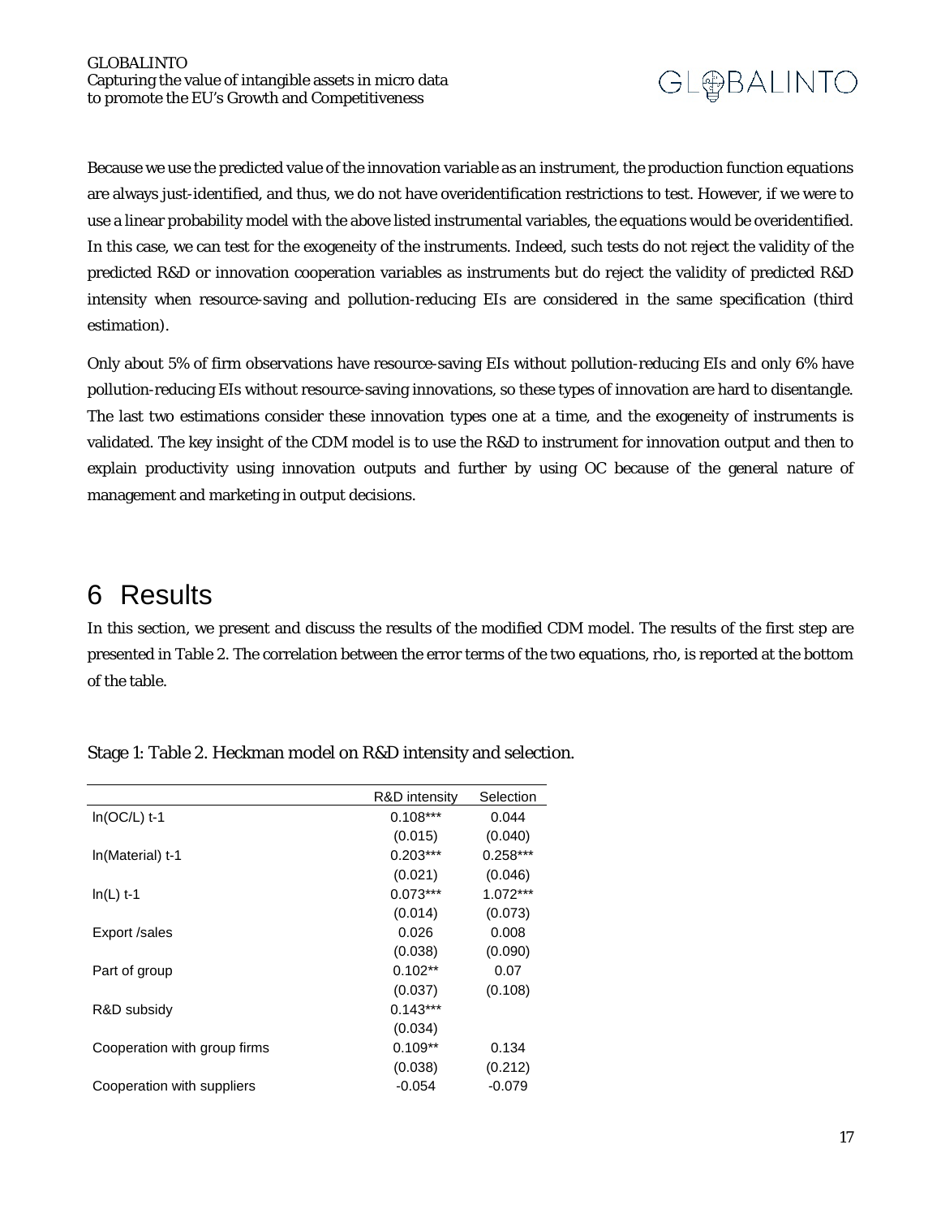Because we use the predicted value of the innovation variable as an instrument, the production function equations are always just-identified, and thus, we do not have overidentification restrictions to test. However, if we were to use a linear probability model with the above listed instrumental variables, the equations would be overidentified. In this case, we can test for the exogeneity of the instruments. Indeed, such tests do not reject the validity of the predicted R&D or innovation cooperation variables as instruments but do reject the validity of predicted R&D intensity when resource-saving and pollution-reducing EIs are considered in the same specification (third estimation).

Only about 5% of firm observations have resource-saving EIs without pollution-reducing EIs and only 6% have pollution-reducing EIs without resource-saving innovations, so these types of innovation are hard to disentangle. The last two estimations consider these innovation types one at a time, and the exogeneity of instruments is validated. The key insight of the CDM model is to use the R&D to instrument for innovation output and then to explain productivity using innovation outputs and further by using OC because of the general nature of management and marketing in output decisions.

# 6 Results

In this section, we present and discuss the results of the modified CDM model. The results of the first step are presented in Table 2. The correlation between the error terms of the two equations, rho, is reported at the bottom of the table.

Stage 1: Table 2. Heckman model on R&D intensity and selection.

| | R&D intensity | Selection |
|---|---|---|
| ln(OC/L) t-1 | 0.108*** | 0.044 |
| | (0.015) | (0.040) |
| ln(Material) t-1 | 0.203*** | 0.258*** |
| | (0.021) | (0.046) |
| ln(L) t-1 | 0.073*** | 1.072*** |
| | (0.014) | (0.073) |
| Export /sales | 0.026 | 0.008 |
| | (0.038) | (0.090) |
| Part of group | 0.102** | 0.07 |
| | (0.037) | (0.108) |
| R&D subsidy | 0.143*** | |
| | (0.034) | |
| Cooperation with group firms | 0.109** | 0.134 |
| | (0.038) | (0.212) |
| Cooperation with suppliers | -0.054 | -0.079 |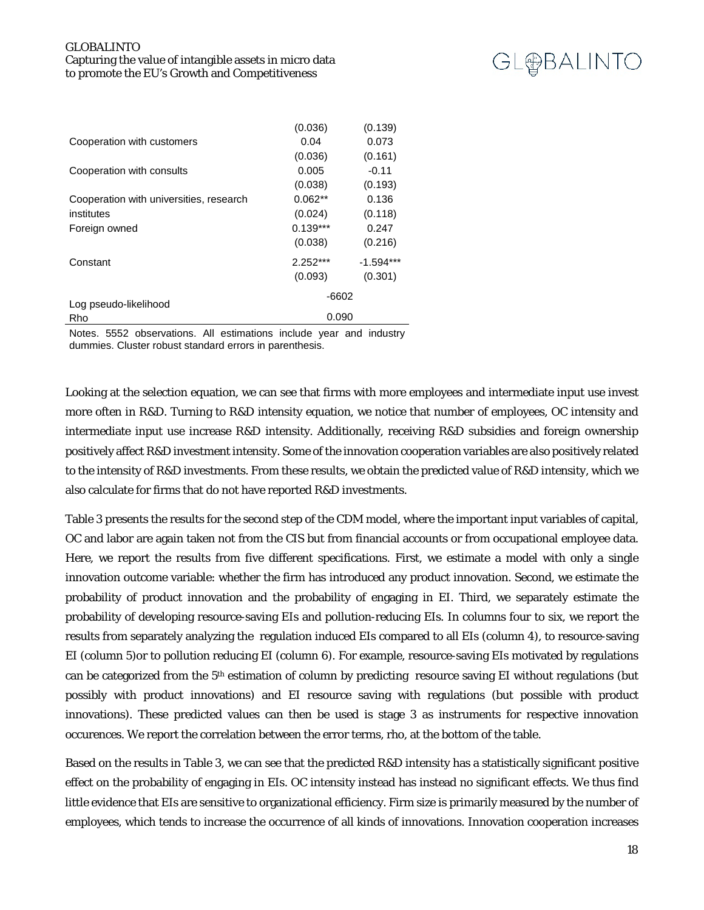| | | |
|---|---|---|
| | (0.036) | (0.139) |
| Cooperation with customers | 0.04 | 0.073 |
| | (0.036) | (0.161) |
| Cooperation with consults | 0.005 | -0.11 |
| | (0.038) | (0.193) |
| Cooperation with universities, research | 0.062** | 0.136 |
| institutes | (0.024) | (0.118) |
| Foreign owned | 0.139*** | 0.247 |
| | (0.038) | (0.216) |
| Constant | 2.252*** | -1.594*** |
| | (0.093) | (0.301) |
| Log pseudo-likelihood | -6602 | |
| Rho | 0.090 | |

Notes. 5552 observations. All estimations include year and industry dummies. Cluster robust standard errors in parenthesis.

Looking at the selection equation, we can see that firms with more employees and intermediate input use invest more often in R&D. Turning to R&D intensity equation, we notice that number of employees, OC intensity and intermediate input use increase R&D intensity. Additionally, receiving R&D subsidies and foreign ownership positively affect R&D investment intensity. Some of the innovation cooperation variables are also positively related to the intensity of R&D investments. From these results, we obtain the predicted value of R&D intensity, which we also calculate for firms that do not have reported R&D investments.

Table 3 presents the results for the second step of the CDM model, where the important input variables of capital, OC and labor are again taken not from the CIS but from financial accounts or from occupational employee data. Here, we report the results from five different specifications. First, we estimate a model with only a single innovation outcome variable: whether the firm has introduced any product innovation. Second, we estimate the probability of product innovation and the probability of engaging in EI. Third, we separately estimate the probability of developing resource-saving EIs and pollution-reducing EIs. In columns four to six, we report the results from separately analyzing the regulation induced EIs compared to all EIs (column 4), to resource-saving EI (column 5)or to pollution reducing EI (column 6). For example, resource-saving EIs motivated by regulations can be categorized from the 5[th] estimation of column by predicting resource saving EI without regulations (but possibly with product innovations) and EI resource saving with regulations (but possible with product innovations). These predicted values can then be used is stage 3 as instruments for respective innovation occurences. We report the correlation between the error terms, rho, at the bottom of the table.

Based on the results in Table 3, we can see that the predicted R&D intensity has a statistically significant positive effect on the probability of engaging in EIs. OC intensity instead has instead no significant effects. We thus find little evidence that EIs are sensitive to organizational efficiency. Firm size is primarily measured by the number of employees, which tends to increase the occurrence of all kinds of innovations. Innovation cooperation increases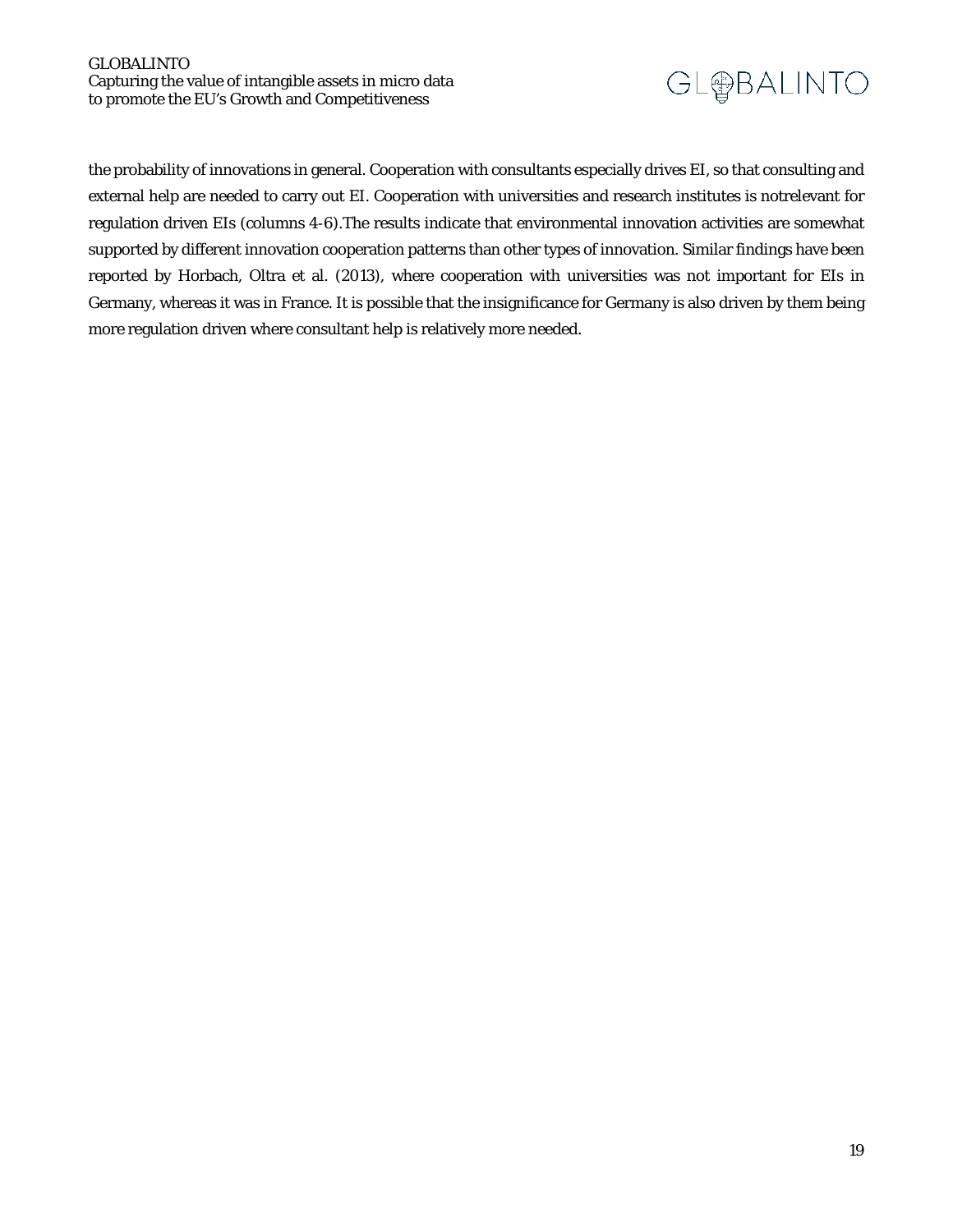the probability of innovations in general. Cooperation with consultants especially drives EI, so that consulting and external help are needed to carry out EI. Cooperation with universities and research institutes is notrelevant for regulation driven EIs (columns 4-6).The results indicate that environmental innovation activities are somewhat supported by different innovation cooperation patterns than other types of innovation. Similar findings have been reported by Horbach, Oltra et al. (2013), where cooperation with universities was not important for EIs in Germany, whereas it was in France. It is possible that the insignificance for Germany is also driven by them being more regulation driven where consultant help is relatively more needed.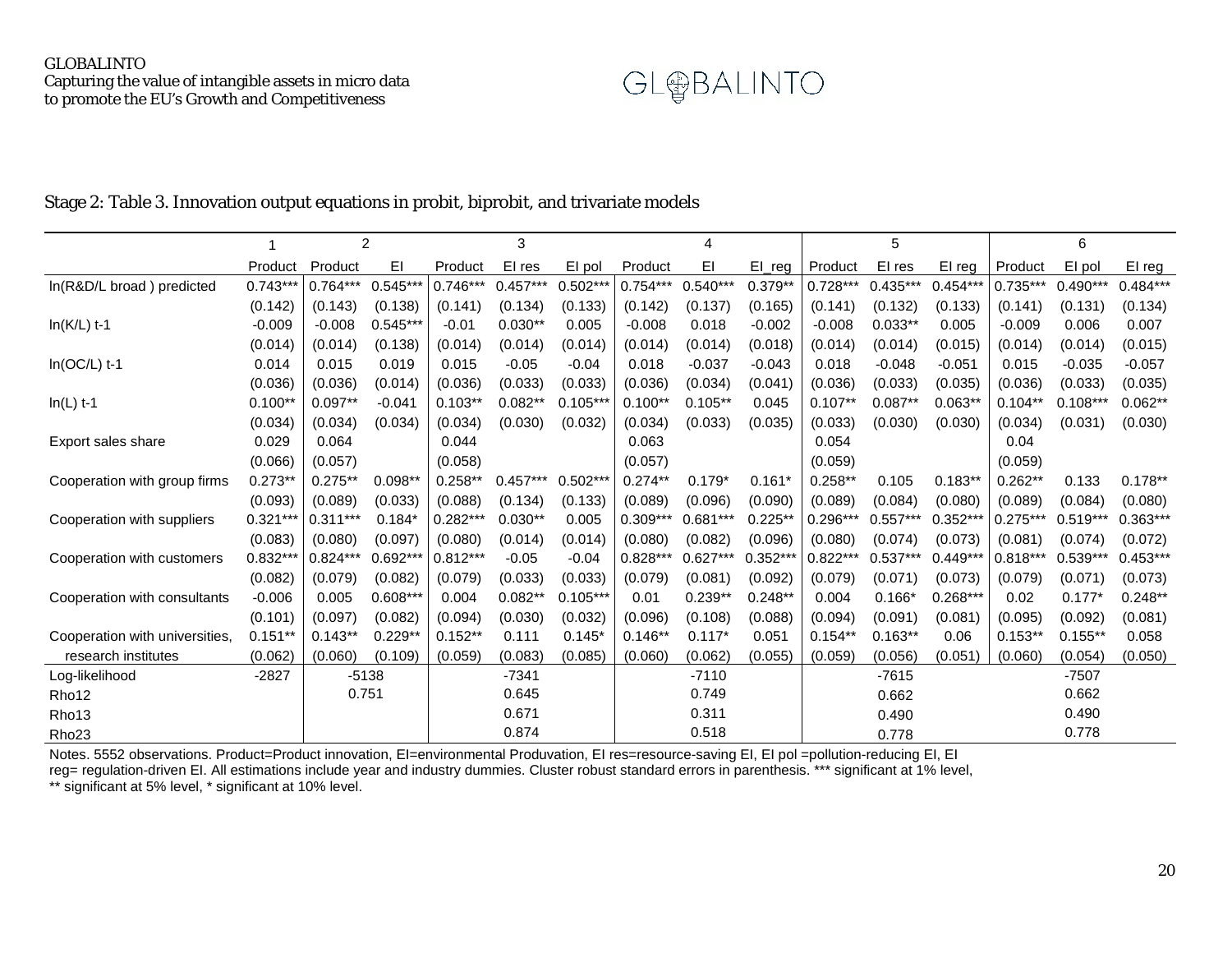Stage 2: Table 3. Innovation output equations in probit, biprobit, and trivariate models

| | 1 | 2 | | 3 | | | 4 | | | 5 | | | 6 | | |
|---|---|---|---|---|---|---|---|---|---|---|---|---|---|---|---|
| | Product | Product | EI | Product | EI res | EI pol | Product | EI | EI_reg | Product | EI res | EI reg | Product | EI pol | EI reg |
| ln(R&D/L broad ) predicted | 0.743*** | 0.764*** | 0.545*** | 0.746*** | 0.457*** | 0.502*** | 0.754*** | 0.540*** | 0.379** | 0.728*** | 0.435*** | 0.454*** | 0.735*** | 0.490*** | 0.484*** |
| | (0.142) | (0.143) | (0.138) | (0.141) | (0.134) | (0.133) | (0.142) | (0.137) | (0.165) | (0.141) | (0.132) | (0.133) | (0.141) | (0.131) | (0.134) |
| ln(K/L) t-1 | -0.009 | -0.008 | 0.545*** | -0.01 | 0.030** | 0.005 | -0.008 | 0.018 | -0.002 | -0.008 | 0.033** | 0.005 | -0.009 | 0.006 | 0.007 |
| | (0.014) | (0.014) | (0.138) | (0.014) | (0.014) | (0.014) | (0.014) | (0.014) | (0.018) | (0.014) | (0.014) | (0.015) | (0.014) | (0.014) | (0.015) |
| ln(OC/L) t-1 | 0.014 | 0.015 | 0.019 | 0.015 | -0.05 | -0.04 | 0.018 | -0.037 | -0.043 | 0.018 | -0.048 | -0.051 | 0.015 | -0.035 | -0.057 |
| | (0.036) | (0.036) | (0.014) | (0.036) | (0.033) | (0.033) | (0.036) | (0.034) | (0.041) | (0.036) | (0.033) | (0.035) | (0.036) | (0.033) | (0.035) |
| ln(L) t-1 | 0.100** | 0.097** | -0.041 | 0.103** | 0.082** | 0.105*** | 0.100** | 0.105** | 0.045 | 0.107** | 0.087** | 0.063** | 0.104** | 0.108*** | 0.062** |
| | (0.034) | (0.034) | (0.034) | (0.034) | (0.030) | (0.032) | (0.034) | (0.033) | (0.035) | (0.033) | (0.030) | (0.030) | (0.034) | (0.031) | (0.030) |
| Export sales share | 0.029 | 0.064 | | 0.044 | | | 0.063 | | | 0.054 | | | 0.04 | | |
| | (0.066) | (0.057) | | (0.058) | | | (0.057) | | | (0.059) | | | (0.059) | | |
| Cooperation with group firms | 0.273** | 0.275** | 0.098** | 0.258** | 0.457*** | 0.502*** | 0.274** | 0.179* | 0.161* | 0.258** | 0.105 | 0.183** | 0.262** | 0.133 | 0.178** |
| | (0.093) | (0.089) | (0.033) | (0.088) | (0.134) | (0.133) | (0.089) | (0.096) | (0.090) | (0.089) | (0.084) | (0.080) | (0.089) | (0.084) | (0.080) |
| Cooperation with suppliers | 0.321*** | 0.311*** | 0.184* | 0.282*** | 0.030** | 0.005 | 0.309*** | 0.681*** | 0.225** | 0.296*** | 0.557*** | 0.352*** | 0.275*** | 0.519*** | 0.363*** |
| | (0.083) | (0.080) | (0.097) | (0.080) | (0.014) | (0.014) | (0.080) | (0.082) | (0.096) | (0.080) | (0.074) | (0.073) | (0.081) | (0.074) | (0.072) |
| Cooperation with customers | 0.832*** | 0.824*** | 0.692*** | 0.812*** | -0.05 | -0.04 | 0.828*** | 0.627*** | 0.352*** | 0.822*** | 0.537*** | 0.449*** | 0.818*** | 0.539*** | 0.453*** |
| | (0.082) | (0.079) | (0.082) | (0.079) | (0.033) | (0.033) | (0.079) | (0.081) | (0.092) | (0.079) | (0.071) | (0.073) | (0.079) | (0.071) | (0.073) |
| Cooperation with consultants | -0.006 | 0.005 | 0.608*** | 0.004 | 0.082** | 0.105*** | 0.01 | 0.239** | 0.248** | 0.004 | 0.166* | 0.268*** | 0.02 | 0.177* | 0.248** |
| | (0.101) | (0.097) | (0.082) | (0.094) | (0.030) | (0.032) | (0.096) | (0.108) | (0.088) | (0.094) | (0.091) | (0.081) | (0.095) | (0.092) | (0.081) |
| Cooperation with universities, research institutes | 0.151** | 0.143** | 0.229** | 0.152** | 0.111 | 0.145* | 0.146** | 0.117* | 0.051 | 0.154** | 0.163** | 0.06 | 0.153** | 0.155** | 0.058 |
| | (0.062) | (0.060) | (0.109) | (0.059) | (0.083) | (0.085) | (0.060) | (0.062) | (0.055) | (0.059) | (0.056) | (0.051) | (0.060) | (0.054) | (0.050) |
| Log-likelihood | -2827 | -5138 | | -7341 | | | -7110 | | | -7615 | | | -7507 | | |
| Rho12 | | 0.751 | | 0.645 | | | 0.749 | | | 0.662 | | | 0.662 | | |
| Rho13 | | | | 0.671 | | | 0.311 | | | 0.490 | | | 0.490 | | |
| Rho23 | | | | 0.874 | | | 0.518 | | | 0.778 | | | 0.778 | | |

Notes. 5552 observations. Product=Product innovation, EI=environmental Produvation, EI res=resource-saving EI, EI pol =pollution-reducing EI, EI reg= regulation-driven EI. All estimations include year and industry dummies. Cluster robust standard errors in parenthesis. *** significant at 1% level, ** significant at 5% level, * significant at 10% level.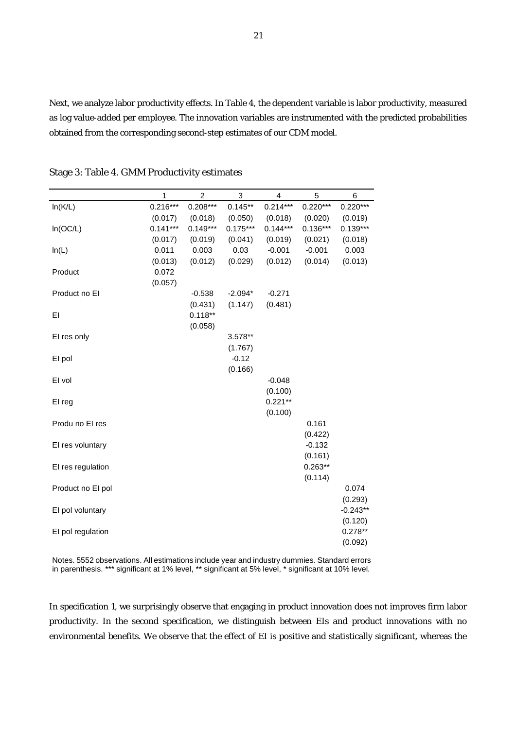Next, we analyze labor productivity effects. In Table 4, the dependent variable is labor productivity, measured as log value-added per employee. The innovation variables are instrumented with the predicted probabilities obtained from the corresponding second-step estimates of our CDM model.

Stage 3: Table 4. GMM Productivity estimates

| | 1 | 2 | 3 | 4 | 5 | 6 |
|---|---|---|---|---|---|---|
| ln(K/L) | 0.216*** | 0.208*** | 0.145** | 0.214*** | 0.220*** | 0.220*** |
| | (0.017) | (0.018) | (0.050) | (0.018) | (0.020) | (0.019) |
| ln(OC/L) | 0.141*** | 0.149*** | 0.175*** | 0.144*** | 0.136*** | 0.139*** |
| | (0.017) | (0.019) | (0.041) | (0.019) | (0.021) | (0.018) |
| ln(L) | 0.011 | 0.003 | 0.03 | -0.001 | -0.001 | 0.003 |
| | (0.013) | (0.012) | (0.029) | (0.012) | (0.014) | (0.013) |
| Product | 0.072 | | | | | |
| | (0.057) | | | | | |
| Product no EI | | -0.538 | -2.094* | -0.271 | | |
| | | (0.431) | (1.147) | (0.481) | | |
| EI | | 0.118** | | | | |
| | | (0.058) | | | | |
| EI res only | | | 3.578** | | | |
| | | | (1.767) | | | |
| EI pol | | | -0.12 | | | |
| | | | (0.166) | | | |
| EI vol | | | | -0.048 | | |
| | | | | (0.100) | | |
| EI reg | | | | 0.221** | | |
| | | | | (0.100) | | |
| Produ no EI res | | | | | 0.161 | |
| | | | | | (0.422) | |
| EI res voluntary | | | | | -0.132 | |
| | | | | | (0.161) | |
| EI res regulation | | | | | 0.263** | |
| | | | | | (0.114) | |
| Product no EI pol | | | | | | 0.074 |
| | | | | | | (0.293) |
| EI pol voluntary | | | | | | -0.243** |
| | | | | | | (0.120) |
| EI pol regulation | | | | | | 0.278** |
| | | | | | | (0.092) |

Notes. 5552 observations. All estimations include year and industry dummies. Standard errors in parenthesis. *** significant at 1% level, ** significant at 5% level, * significant at 10% level.

In specification 1, we surprisingly observe that engaging in product innovation does not improves firm labor productivity. In the second specification, we distinguish between EIs and product innovations with no environmental benefits. We observe that the effect of EI is positive and statistically significant, whereas the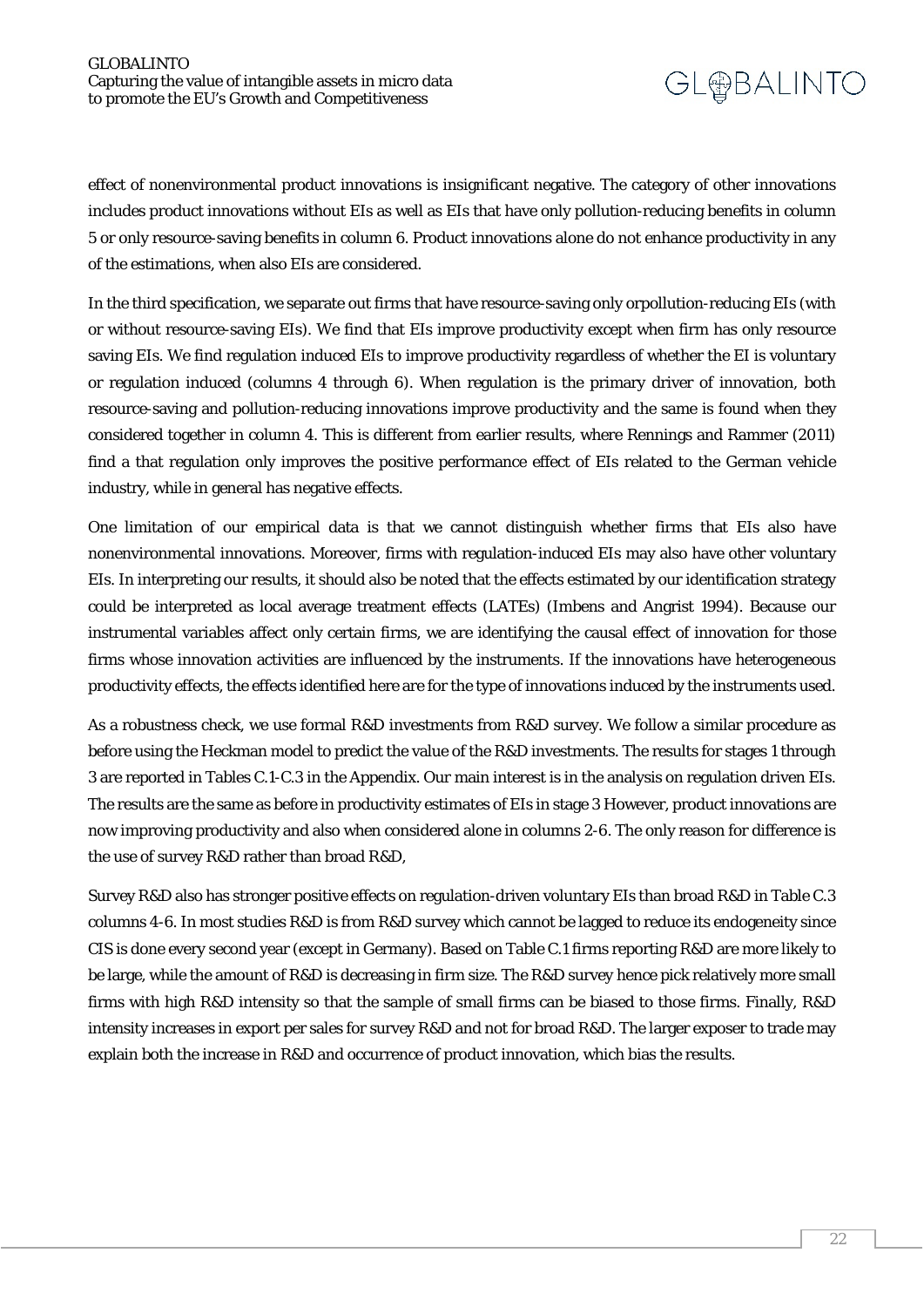effect of nonenvironmental product innovations is insignificant negative. The category of other innovations includes product innovations without EIs as well as EIs that have only pollution-reducing benefits in column 5 or only resource-saving benefits in column 6. Product innovations alone do not enhance productivity in any of the estimations, when also EIs are considered.

In the third specification, we separate out firms that have resource-saving only orpollution-reducing EIs (with or without resource-saving EIs). We find that EIs improve productivity except when firm has only resource saving EIs. We find regulation induced EIs to improve productivity regardless of whether the EI is voluntary or regulation induced (columns 4 through 6). When regulation is the primary driver of innovation, both resource-saving and pollution-reducing innovations improve productivity and the same is found when they considered together in column 4. This is different from earlier results, where Rennings and Rammer (2011) find a that regulation only improves the positive performance effect of EIs related to the German vehicle industry, while in general has negative effects.

One limitation of our empirical data is that we cannot distinguish whether firms that EIs also have nonenvironmental innovations. Moreover, firms with regulation-induced EIs may also have other voluntary EIs. In interpreting our results, it should also be noted that the effects estimated by our identification strategy could be interpreted as local average treatment effects (LATEs) (Imbens and Angrist 1994). Because our instrumental variables affect only certain firms, we are identifying the causal effect of innovation for those firms whose innovation activities are influenced by the instruments. If the innovations have heterogeneous productivity effects, the effects identified here are for the type of innovations induced by the instruments used.

As a robustness check, we use formal R&D investments from R&D survey. We follow a similar procedure as before using the Heckman model to predict the value of the R&D investments. The results for stages 1 through 3 are reported in Tables C.1-C.3 in the Appendix. Our main interest is in the analysis on regulation driven EIs. The results are the same as before in productivity estimates of EIs in stage 3 However, product innovations are now improving productivity and also when considered alone in columns 2-6. The only reason for difference is the use of survey R&D rather than broad R&D,

Survey R&D also has stronger positive effects on regulation-driven voluntary EIs than broad R&D in Table C.3 columns 4-6. In most studies R&D is from R&D survey which cannot be lagged to reduce its endogeneity since CIS is done every second year (except in Germany). Based on Table C.1 firms reporting R&D are more likely to be large, while the amount of R&D is decreasing in firm size. The R&D survey hence pick relatively more small firms with high R&D intensity so that the sample of small firms can be biased to those firms. Finally, R&D intensity increases in export per sales for survey R&D and not for broad R&D. The larger exposer to trade may explain both the increase in R&D and occurrence of product innovation, which bias the results.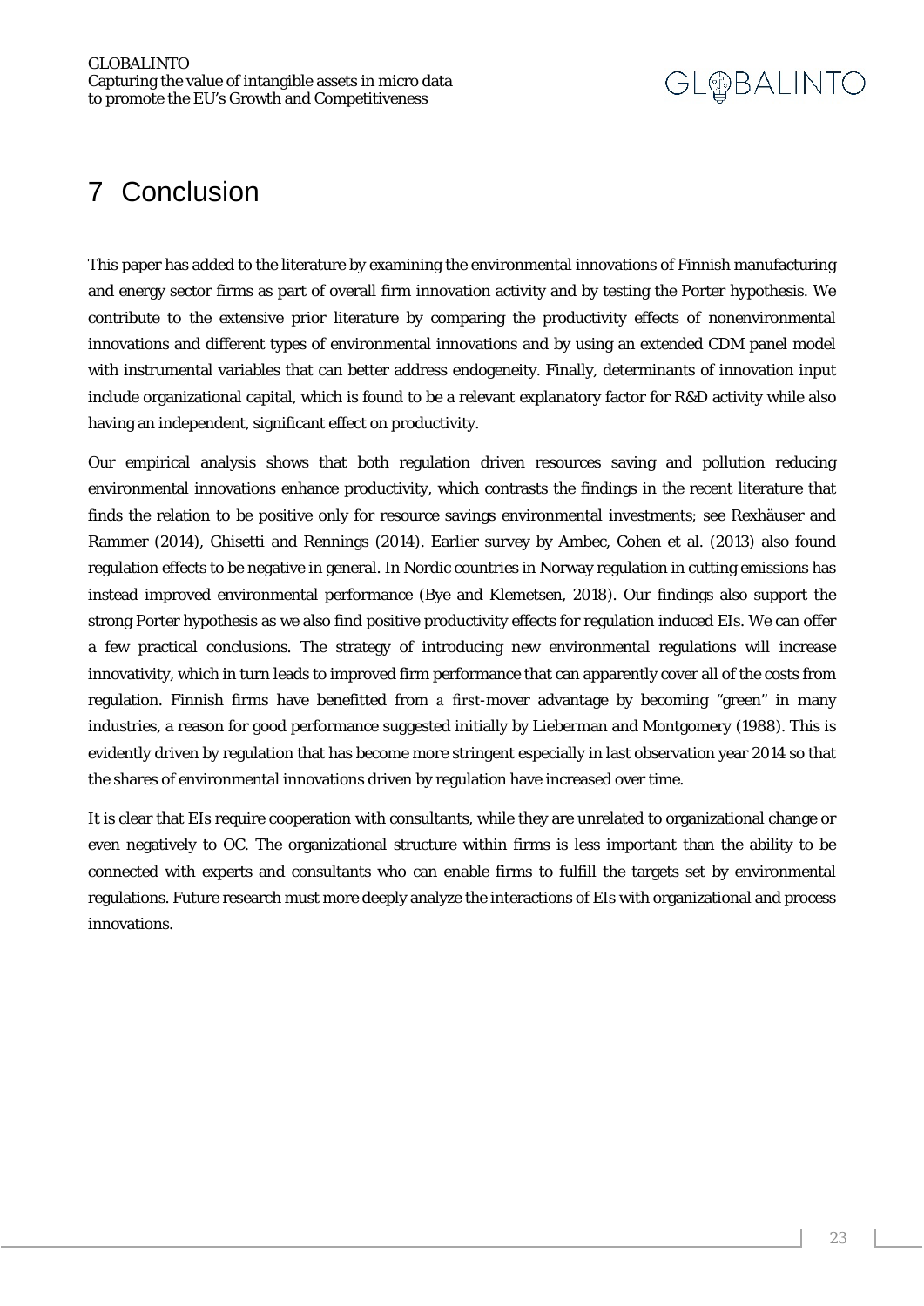# 7 Conclusion

This paper has added to the literature by examining the environmental innovations of Finnish manufacturing and energy sector firms as part of overall firm innovation activity and by testing the Porter hypothesis. We contribute to the extensive prior literature by comparing the productivity effects of nonenvironmental innovations and different types of environmental innovations and by using an extended CDM panel model with instrumental variables that can better address endogeneity. Finally, determinants of innovation input include organizational capital, which is found to be a relevant explanatory factor for R&D activity while also having an independent, significant effect on productivity.

Our empirical analysis shows that both regulation driven resources saving and pollution reducing environmental innovations enhance productivity, which contrasts the findings in the recent literature that finds the relation to be positive only for resource savings environmental investments; see Rexhäuser and Rammer (2014), Ghisetti and Rennings (2014). Earlier survey by Ambec, Cohen et al. (2013) also found regulation effects to be negative in general. In Nordic countries in Norway regulation in cutting emissions has instead improved environmental performance (Bye and Klemetsen, 2018). Our findings also support the strong Porter hypothesis as we also find positive productivity effects for regulation induced EIs. We can offer a few practical conclusions. The strategy of introducing new environmental regulations will increase innovativity, which in turn leads to improved firm performance that can apparently cover all of the costs from regulation. Finnish firms have benefitted from a first-mover advantage by becoming "green" in many industries, a reason for good performance suggested initially by Lieberman and Montgomery (1988). This is evidently driven by regulation that has become more stringent especially in last observation year 2014 so that the shares of environmental innovations driven by regulation have increased over time.

It is clear that EIs require cooperation with consultants, while they are unrelated to organizational change or even negatively to OC. The organizational structure within firms is less important than the ability to be connected with experts and consultants who can enable firms to fulfill the targets set by environmental regulations. Future research must more deeply analyze the interactions of EIs with organizational and process innovations.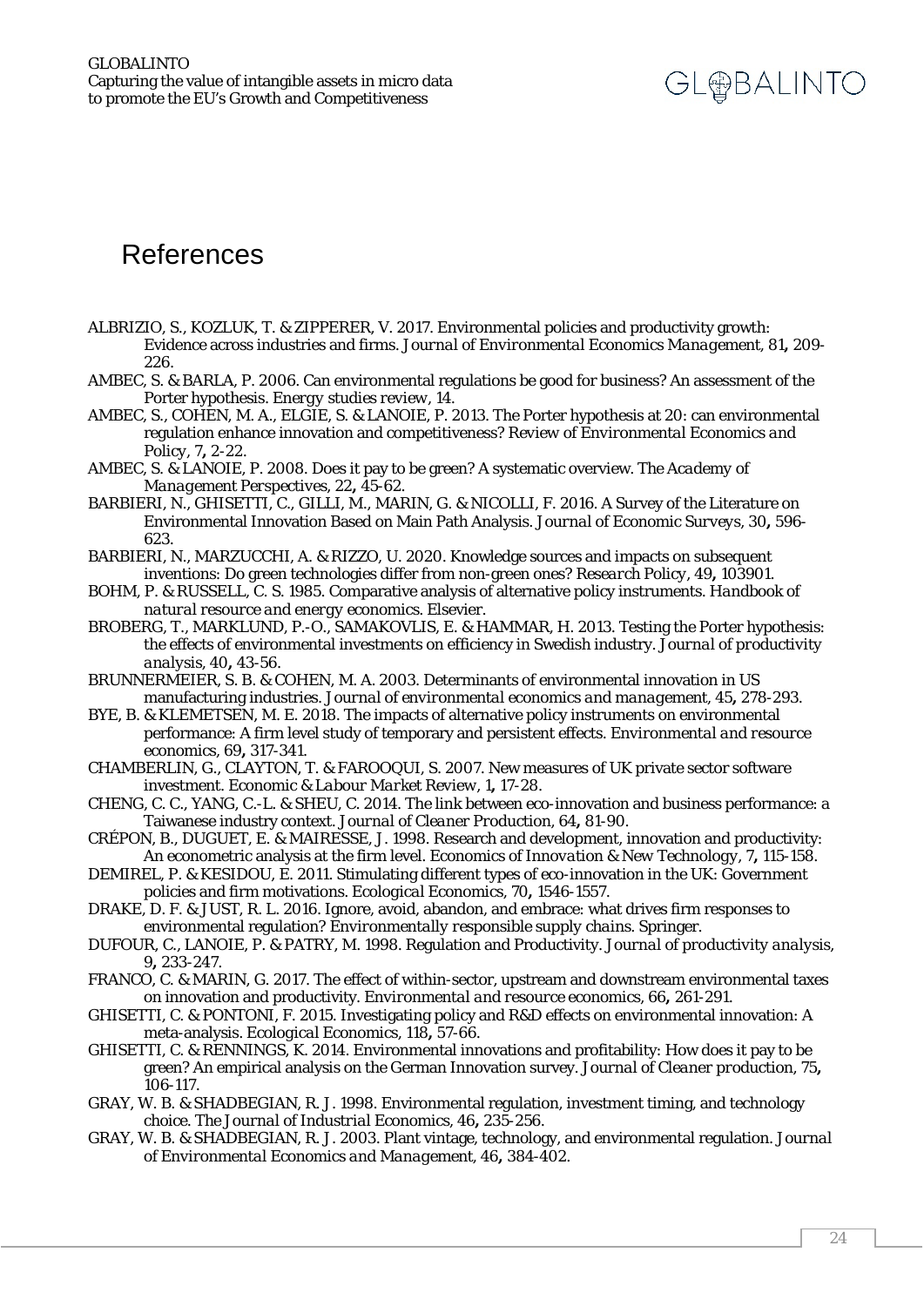# References

ALBRIZIO, S., KOZLUK, T. & ZIPPERER, V. 2017. Environmental policies and productivity growth: Evidence across industries and firms. *Journal of Environmental Economics Management,* 81**,** 209-226.

AMBEC, S. & BARLA, P. 2006. Can environmental regulations be good for business? An assessment of the Porter hypothesis. *Energy studies review,* 14.

AMBEC, S., COHEN, M. A., ELGIE, S. & LANOIE, P. 2013. The Porter hypothesis at 20: can environmental regulation enhance innovation and competitiveness? *Review of Environmental Economics and Policy,* 7**,** 2-22.

AMBEC, S. & LANOIE, P. 2008. Does it pay to be green? A systematic overview. *The Academy of Management Perspectives,* 22**,** 45-62.

BARBIERI, N., GHISETTI, C., GILLI, M., MARIN, G. & NICOLLI, F. 2016. A Survey of the Literature on Environmental Innovation Based on Main Path Analysis. *Journal of Economic Surveys,* 30**,** 596-623.

BARBIERI, N., MARZUCCHI, A. & RIZZO, U. 2020. Knowledge sources and impacts on subsequent inventions: Do green technologies differ from non-green ones? *Research Policy,* 49**,** 103901.

BOHM, P. & RUSSELL, C. S. 1985. Comparative analysis of alternative policy instruments. *Handbook of natural resource and energy economics.* Elsevier.

BROBERG, T., MARKLUND, P.-O., SAMAKOVLIS, E. & HAMMAR, H. 2013. Testing the Porter hypothesis: the effects of environmental investments on efficiency in Swedish industry. *Journal of productivity analysis,* 40**,** 43-56.

BRUNNERMEIER, S. B. & COHEN, M. A. 2003. Determinants of environmental innovation in US manufacturing industries. *Journal of environmental economics and management,* 45**,** 278-293.

BYE, B. & KLEMETSEN, M. E. 2018. The impacts of alternative policy instruments on environmental performance: A firm level study of temporary and persistent effects. *Environmental and resource economics,* 69**,** 317-341.

CHAMBERLIN, G., CLAYTON, T. & FAROOQUI, S. 2007. New measures of UK private sector software investment. *Economic & Labour Market Review,* 1**,** 17-28.

CHENG, C. C., YANG, C.-L. & SHEU, C. 2014. The link between eco-innovation and business performance: a Taiwanese industry context. *Journal of Cleaner Production,* 64**,** 81-90.

CRÉPON, B., DUGUET, E. & MAIRESSE, J. 1998. Research and development, innovation and productivity: An econometric analysis at the firm level. *Economics of Innovation & New Technology,* 7**,** 115-158.

DEMIREL, P. & KESIDOU, E. 2011. Stimulating different types of eco-innovation in the UK: Government policies and firm motivations. *Ecological Economics,* 70**,** 1546-1557.

DRAKE, D. F. & JUST, R. L. 2016. Ignore, avoid, abandon, and embrace: what drives firm responses to environmental regulation? *Environmentally responsible supply chains.* Springer.

DUFOUR, C., LANOIE, P. & PATRY, M. 1998. Regulation and Productivity. *Journal of productivity analysis,* 9**,** 233-247.

FRANCO, C. & MARIN, G. 2017. The effect of within-sector, upstream and downstream environmental taxes on innovation and productivity. *Environmental and resource economics,* 66**,** 261-291.

GHISETTI, C. & PONTONI, F. 2015. Investigating policy and R&D effects on environmental innovation: A meta-analysis. *Ecological Economics,* 118**,** 57-66.

GHISETTI, C. & RENNINGS, K. 2014. Environmental innovations and profitability: How does it pay to be green? An empirical analysis on the German Innovation survey. *Journal of Cleaner production,* 75**,** 106-117.

GRAY, W. B. & SHADBEGIAN, R. J. 1998. Environmental regulation, investment timing, and technology choice. *The Journal of Industrial Economics,* 46**,** 235-256.

GRAY, W. B. & SHADBEGIAN, R. J. 2003. Plant vintage, technology, and environmental regulation. *Journal of Environmental Economics and Management,* 46**,** 384-402.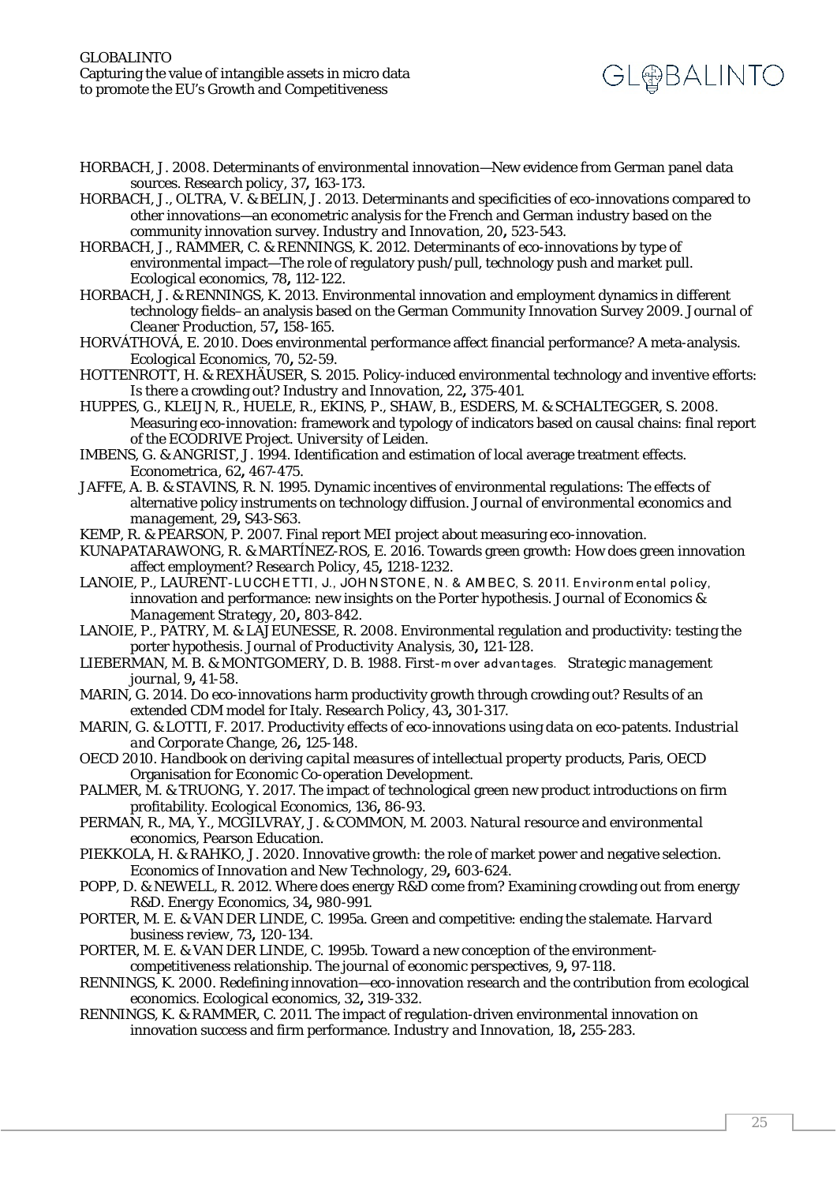HORBACH, J. 2008. Determinants of environmental innovation—New evidence from German panel data sources. *Research policy*, 37**,** 163-173.

HORBACH, J., OLTRA, V. & BELIN, J. 2013. Determinants and specificities of eco-innovations compared to other innovations—an econometric analysis for the French and German industry based on the community innovation survey. *Industry and Innovation*, 20**,** 523-543.

HORBACH, J., RAMMER, C. & RENNINGS, K. 2012. Determinants of eco-innovations by type of environmental impact—The role of regulatory push/pull, technology push and market pull. *Ecological economics*, 78**,** 112-122.

HORBACH, J. & RENNINGS, K. 2013. Environmental innovation and employment dynamics in different technology fields–an analysis based on the German Community Innovation Survey 2009. *Journal of Cleaner Production*, 57**,** 158-165.

HORVÁTHOVÁ, E. 2010. Does environmental performance affect financial performance? A meta-analysis. *Ecological Economics*, 70**,** 52-59.

HOTTENROTT, H. & REXHÄUSER, S. 2015. Policy-induced environmental technology and inventive efforts: Is there a crowding out? *Industry and Innovation*, 22**,** 375-401.

HUPPES, G., KLEIJN, R., HUELE, R., EKINS, P., SHAW, B., ESDERS, M. & SCHALTEGGER, S. 2008. Measuring eco-innovation: framework and typology of indicators based on causal chains: final report of the ECODRIVE Project. University of Leiden.

IMBENS, G. & ANGRIST, J. 1994. Identification and estimation of local average treatment effects. *Econometrica*, 62**,** 467-475.

JAFFE, A. B. & STAVINS, R. N. 1995. Dynamic incentives of environmental regulations: The effects of alternative policy instruments on technology diffusion. *Journal of environmental economics and management*, 29**,** S43-S63.

KEMP, R. & PEARSON, P. 2007. Final report MEI project about measuring eco-innovation.

KUNAPATARAWONG, R. & MARTÍNEZ-ROS, E. 2016. Towards green growth: How does green innovation affect employment? *Research Policy*, 45**,** 1218-1232.

LANOIE, P., LAURENT-LUCCHETTI, J., JOHNSTONE, N. & AMBEC, S. 2011. Environmental policy, innovation and performance: new insights on the Porter hypothesis. *Journal of Economics & Management Strategy*, 20**,** 803-842.

LANOIE, P., PATRY, M. & LAJEUNESSE, R. 2008. Environmental regulation and productivity: testing the porter hypothesis. *Journal of Productivity Analysis*, 30**,** 121-128.

LIEBERMAN, M. B. & MONTGOMERY, D. B. 1988. First-mover advantages. *Strategic management journal*, 9**,** 41-58.

MARIN, G. 2014. Do eco-innovations harm productivity growth through crowding out? Results of an extended CDM model for Italy. *Research Policy*, 43**,** 301-317.

MARIN, G. & LOTTI, F. 2017. Productivity effects of eco-innovations using data on eco-patents. *Industrial and Corporate Change*, 26**,** 125-148.

OECD 2010. *Handbook on deriving capital measures of intellectual property products*, Paris, OECD Organisation for Economic Co-operation Development.

PALMER, M. & TRUONG, Y. 2017. The impact of technological green new product introductions on firm profitability. *Ecological Economics*, 136**,** 86-93.

PERMAN, R., MA, Y., MCGILVRAY, J. & COMMON, M. 2003. *Natural resource and environmental economics*, Pearson Education.

PIEKKOLA, H. & RAHKO, J. 2020. Innovative growth: the role of market power and negative selection. *Economics of Innovation and New Technology*, 29**,** 603-624.

POPP, D. & NEWELL, R. 2012. Where does energy R&D come from? Examining crowding out from energy R&D. *Energy Economics*, 34**,** 980-991.

PORTER, M. E. & VAN DER LINDE, C. 1995a. Green and competitive: ending the stalemate. *Harvard business review*, 73**,** 120-134.

PORTER, M. E. & VAN DER LINDE, C. 1995b. Toward a new conception of the environment-competitiveness relationship. *The journal of economic perspectives*, 9**,** 97-118.

RENNINGS, K. 2000. Redefining innovation—eco-innovation research and the contribution from ecological economics. *Ecological economics*, 32**,** 319-332.

RENNINGS, K. & RAMMER, C. 2011. The impact of regulation-driven environmental innovation on innovation success and firm performance. *Industry and Innovation*, 18**,** 255-283.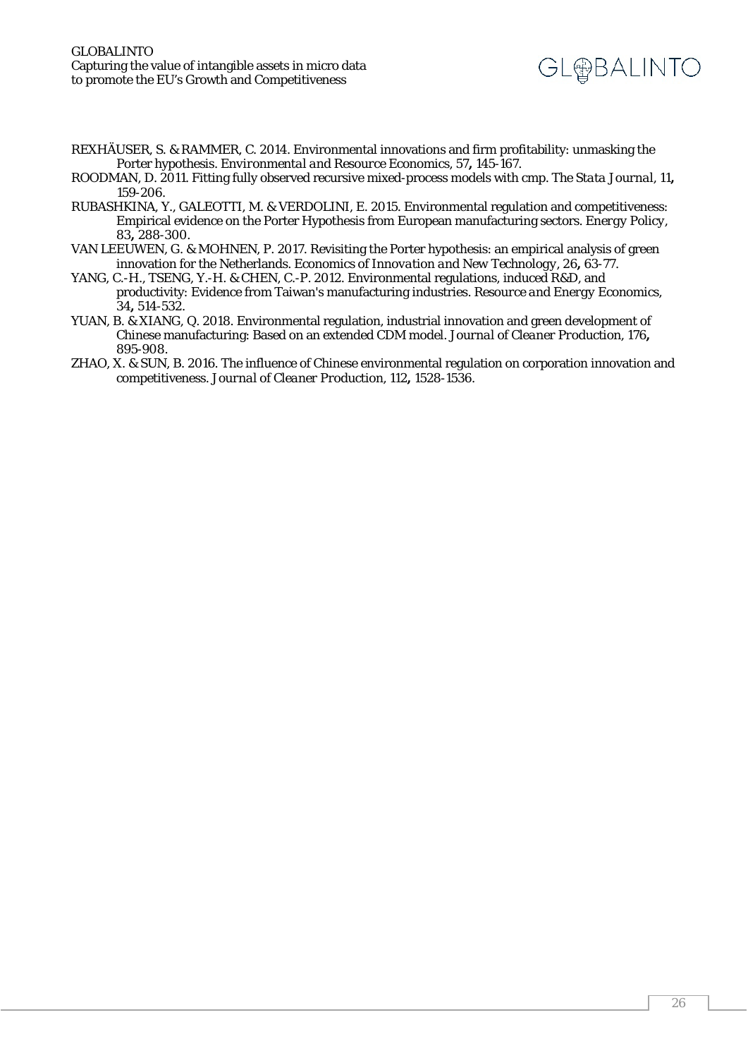REXHÄUSER, S. & RAMMER, C. 2014. Environmental innovations and firm profitability: unmasking the Porter hypothesis. *Environmental and Resource Economics,* 57**,** 145-167.

ROODMAN, D. 2011. Fitting fully observed recursive mixed-process models with cmp. *The Stata Journal,* 11**,** 159-206.

RUBASHKINA, Y., GALEOTTI, M. & VERDOLINI, E. 2015. Environmental regulation and competitiveness: Empirical evidence on the Porter Hypothesis from European manufacturing sectors. *Energy Policy,* 83**,** 288-300.

VAN LEEUWEN, G. & MOHNEN, P. 2017. Revisiting the Porter hypothesis: an empirical analysis of green innovation for the Netherlands. *Economics of Innovation and New Technology,* 26**,** 63-77.

YANG, C.-H., TSENG, Y.-H. & CHEN, C.-P. 2012. Environmental regulations, induced R&D, and productivity: Evidence from Taiwan's manufacturing industries. *Resource and Energy Economics,* 34**,** 514-532.

YUAN, B. & XIANG, Q. 2018. Environmental regulation, industrial innovation and green development of Chinese manufacturing: Based on an extended CDM model. *Journal of Cleaner Production,* 176**,** 895-908.

ZHAO, X. & SUN, B. 2016. The influence of Chinese environmental regulation on corporation innovation and competitiveness. *Journal of Cleaner Production,* 112**,** 1528-1536.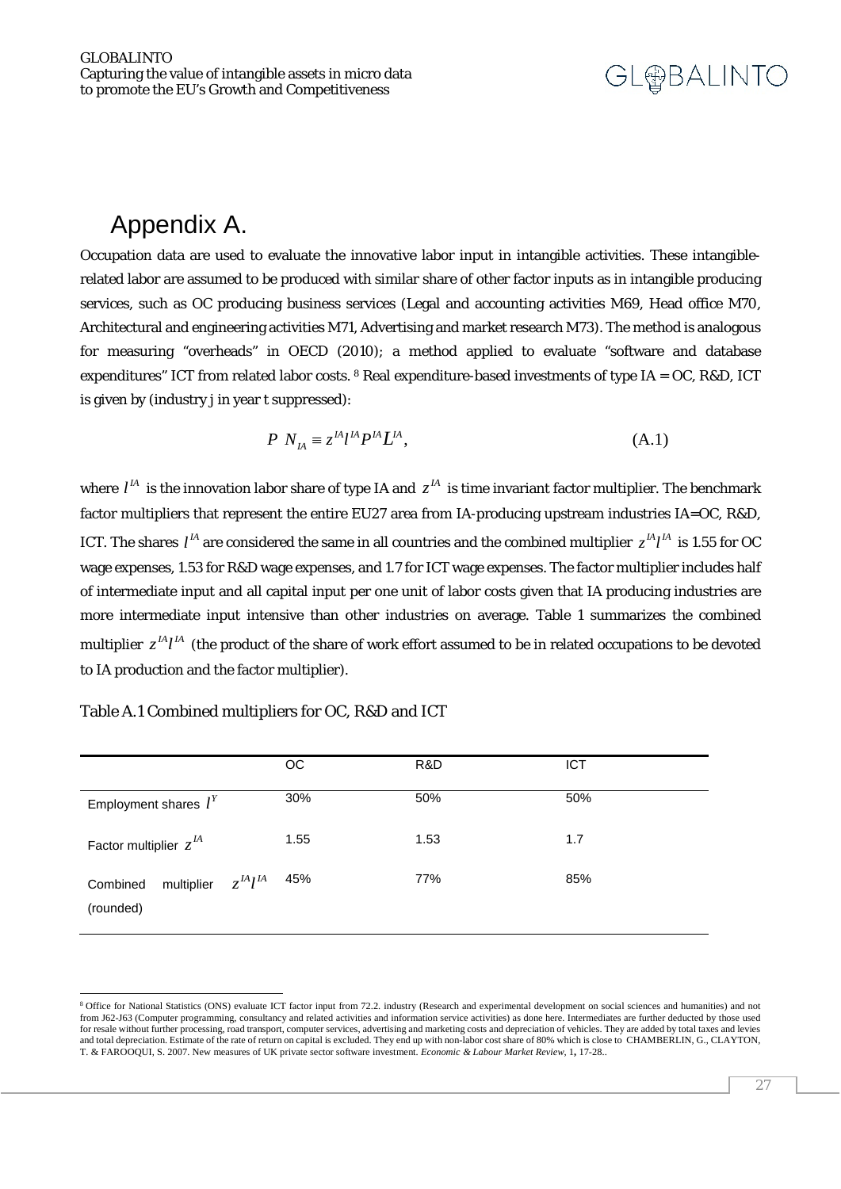## Appendix A.

Occupation data are used to evaluate the innovative labor input in intangible activities. These intangible-related labor are assumed to be produced with similar share of other factor inputs as in intangible producing services, such as OC producing business services (Legal and accounting activities M69, Head office M70, Architectural and engineering activities M71, Advertising and market research M73). The method is analogous for measuring "overheads" in OECD (2010); a method applied to evaluate "software and database expenditures" ICT from related labor costs. [8] Real expenditure-based investments of type IA = OC, R&D, ICT is given by (industry j in year t suppressed):

$$P\ N_{IA} \equiv z^{IA} l^{IA} P^{IA} L^{IA}, \tag{A.1}$$

where $l^{IA}$ is the innovation labor share of type IA and $z^{IA}$ is time invariant factor multiplier. The benchmark factor multipliers that represent the entire EU27 area from IA-producing upstream industries IA=OC, R&D, ICT. The shares $l^{IA}$ are considered the same in all countries and the combined multiplier $z^{IA} l^{IA}$ is 1.55 for OC wage expenses, 1.53 for R&D wage expenses, and 1.7 for ICT wage expenses. The factor multiplier includes half of intermediate input and all capital input per one unit of labor costs given that IA producing industries are more intermediate input intensive than other industries on average. Table 1 summarizes the combined multiplier $z^{IA} l^{IA}$ (the product of the share of work effort assumed to be in related occupations to be devoted to IA production and the factor multiplier).

Table A.1 Combined multipliers for OC, R&D and ICT

| | OC | R&D | ICT |
|---|---|---|---|
| Employment shares $l^{Y}$ | 30% | 50% | 50% |
| Factor multiplier $z^{IA}$ | 1.55 | 1.53 | 1.7 |
| Combined multiplier $z^{IA} l^{IA}$ (rounded) | 45% | 77% | 85% |

[8] Office for National Statistics (ONS) evaluate ICT factor input from 72.2. industry (Research and experimental development on social sciences and humanities) and not from J62-J63 (Computer programming, consultancy and related activities and information service activities) as done here. Intermediates are further deducted by those used for resale without further processing, road transport, computer services, advertising and marketing costs and depreciation of vehicles. They are added by total taxes and levies and total depreciation. Estimate of the rate of return on capital is excluded. They end up with non-labor cost share of 80% which is close to CHAMBERLIN, G., CLAYTON, T. & FAROOQUI, S. 2007. New measures of UK private sector software investment. *Economic & Labour Market Review*, 1**,** 17-28..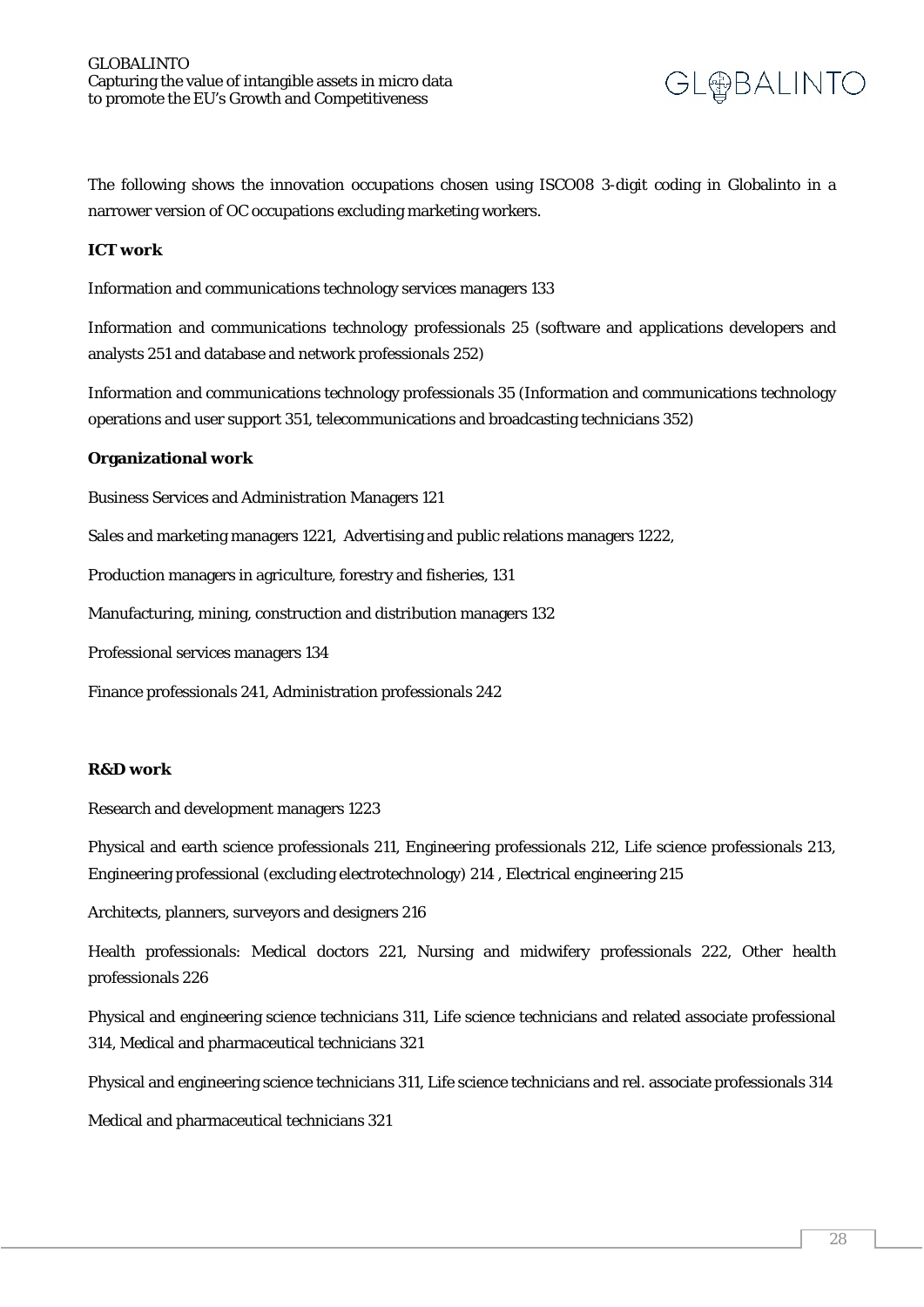The following shows the innovation occupations chosen using ISCO08 3-digit coding in Globalinto in a narrower version of OC occupations excluding marketing workers.

**ICT work**

Information and communications technology services managers 133

Information and communications technology professionals 25 (software and applications developers and analysts 251 and database and network professionals 252)

Information and communications technology professionals 35 (Information and communications technology operations and user support 351, telecommunications and broadcasting technicians 352)

**Organizational work**

Business Services and Administration Managers 121

Sales and marketing managers 1221, Advertising and public relations managers 1222,

Production managers in agriculture, forestry and fisheries, 131

Manufacturing, mining, construction and distribution managers 132

Professional services managers 134

Finance professionals 241, Administration professionals 242

**R&D work**

Research and development managers 1223

Physical and earth science professionals 211, Engineering professionals 212, Life science professionals 213, Engineering professional (excluding electrotechnology) 214 , Electrical engineering 215

Architects, planners, surveyors and designers 216

Health professionals: Medical doctors 221, Nursing and midwifery professionals 222, Other health professionals 226

Physical and engineering science technicians 311, Life science technicians and related associate professional 314, Medical and pharmaceutical technicians 321

Physical and engineering science technicians 311, Life science technicians and rel. associate professionals 314

Medical and pharmaceutical technicians 321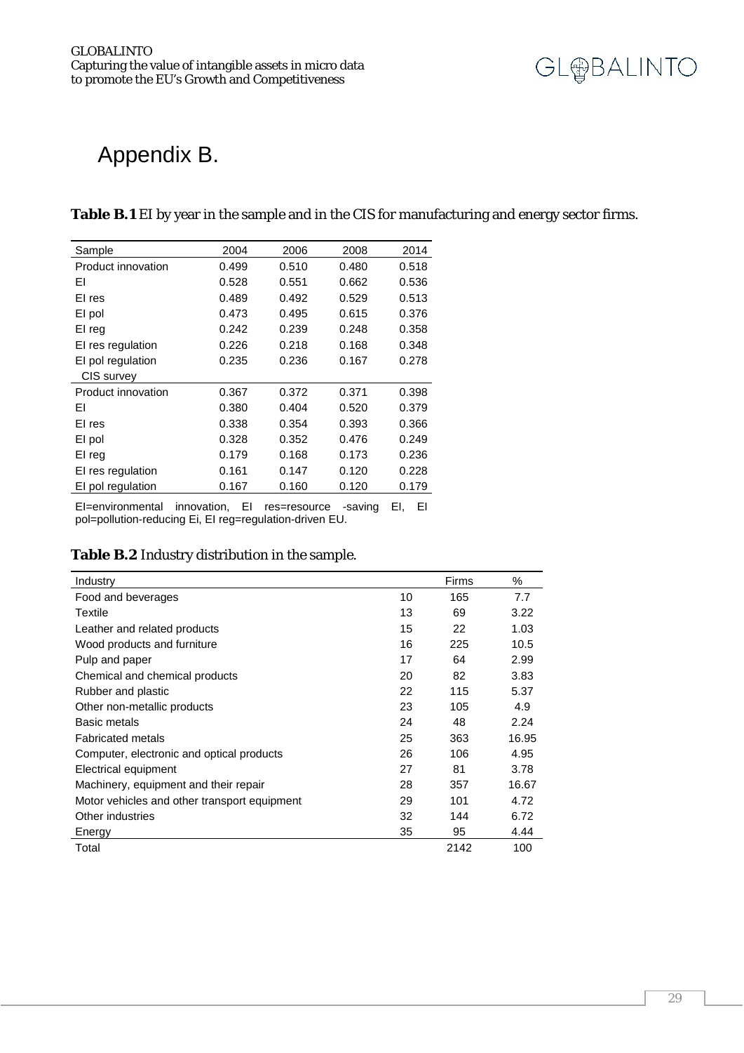# Appendix B.

**Table B.1** EI by year in the sample and in the CIS for manufacturing and energy sector firms.

| Sample | 2004 | 2006 | 2008 | 2014 |
|---|---|---|---|---|
| Product innovation | 0.499 | 0.510 | 0.480 | 0.518 |
| EI | 0.528 | 0.551 | 0.662 | 0.536 |
| EI res | 0.489 | 0.492 | 0.529 | 0.513 |
| EI pol | 0.473 | 0.495 | 0.615 | 0.376 |
| EI reg | 0.242 | 0.239 | 0.248 | 0.358 |
| EI res regulation | 0.226 | 0.218 | 0.168 | 0.348 |
| EI pol regulation | 0.235 | 0.236 | 0.167 | 0.278 |
| CIS survey | | | | |
| Product innovation | 0.367 | 0.372 | 0.371 | 0.398 |
| EI | 0.380 | 0.404 | 0.520 | 0.379 |
| EI res | 0.338 | 0.354 | 0.393 | 0.366 |
| EI pol | 0.328 | 0.352 | 0.476 | 0.249 |
| EI reg | 0.179 | 0.168 | 0.173 | 0.236 |
| EI res regulation | 0.161 | 0.147 | 0.120 | 0.228 |
| EI pol regulation | 0.167 | 0.160 | 0.120 | 0.179 |

EI=environmental innovation, EI res=resource -saving EI, EI pol=pollution-reducing Ei, EI reg=regulation-driven EU.

**Table B.2** Industry distribution in the sample.

| Industry | | Firms | % |
|---|---|---|---|
| Food and beverages | 10 | 165 | 7.7 |
| Textile | 13 | 69 | 3.22 |
| Leather and related products | 15 | 22 | 1.03 |
| Wood products and furniture | 16 | 225 | 10.5 |
| Pulp and paper | 17 | 64 | 2.99 |
| Chemical and chemical products | 20 | 82 | 3.83 |
| Rubber and plastic | 22 | 115 | 5.37 |
| Other non-metallic products | 23 | 105 | 4.9 |
| Basic metals | 24 | 48 | 2.24 |
| Fabricated metals | 25 | 363 | 16.95 |
| Computer, electronic and optical products | 26 | 106 | 4.95 |
| Electrical equipment | 27 | 81 | 3.78 |
| Machinery, equipment and their repair | 28 | 357 | 16.67 |
| Motor vehicles and other transport equipment | 29 | 101 | 4.72 |
| Other industries | 32 | 144 | 6.72 |
| Energy | 35 | 95 | 4.44 |
| Total | | 2142 | 100 |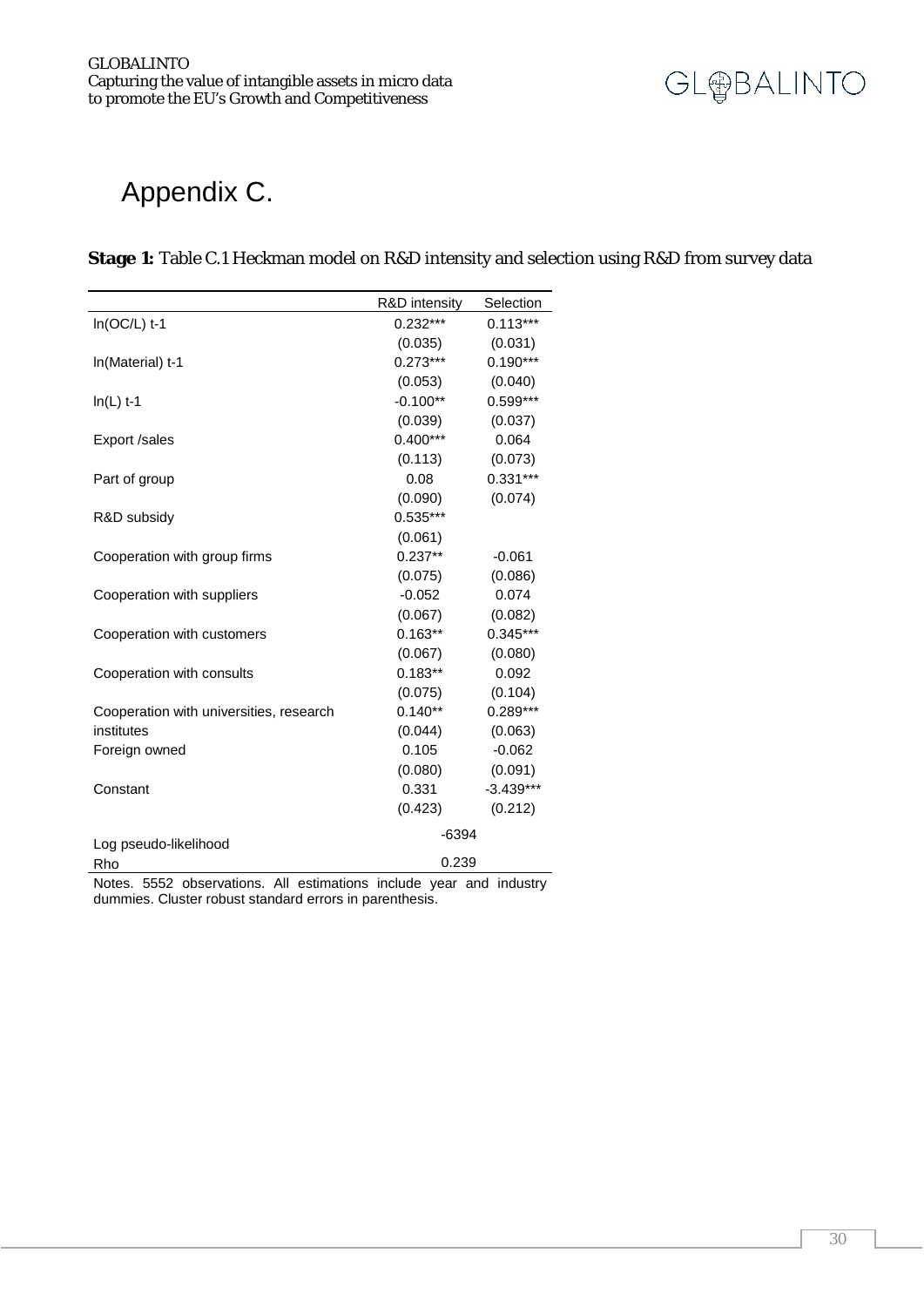# Appendix C.

**Stage 1:** Table C.1 Heckman model on R&D intensity and selection using R&D from survey data

| | R&D intensity | Selection |
|---|---|---|
| ln(OC/L) t-1 | 0.232*** | 0.113*** |
| | (0.035) | (0.031) |
| ln(Material) t-1 | 0.273*** | 0.190*** |
| | (0.053) | (0.040) |
| ln(L) t-1 | -0.100** | 0.599*** |
| | (0.039) | (0.037) |
| Export /sales | 0.400*** | 0.064 |
| | (0.113) | (0.073) |
| Part of group | 0.08 | 0.331*** |
| | (0.090) | (0.074) |
| R&D subsidy | 0.535*** | |
| | (0.061) | |
| Cooperation with group firms | 0.237** | -0.061 |
| | (0.075) | (0.086) |
| Cooperation with suppliers | -0.052 | 0.074 |
| | (0.067) | (0.082) |
| Cooperation with customers | 0.163** | 0.345*** |
| | (0.067) | (0.080) |
| Cooperation with consults | 0.183** | 0.092 |
| | (0.075) | (0.104) |
| Cooperation with universities, research institutes | 0.140** | 0.289*** |
| | (0.044) | (0.063) |
| Foreign owned | 0.105 | -0.062 |
| | (0.080) | (0.091) |
| Constant | 0.331 | -3.439*** |
| | (0.423) | (0.212) |
| Log pseudo-likelihood | -6394 | |
| Rho | 0.239 | |

Notes. 5552 observations. All estimations include year and industry dummies. Cluster robust standard errors in parenthesis.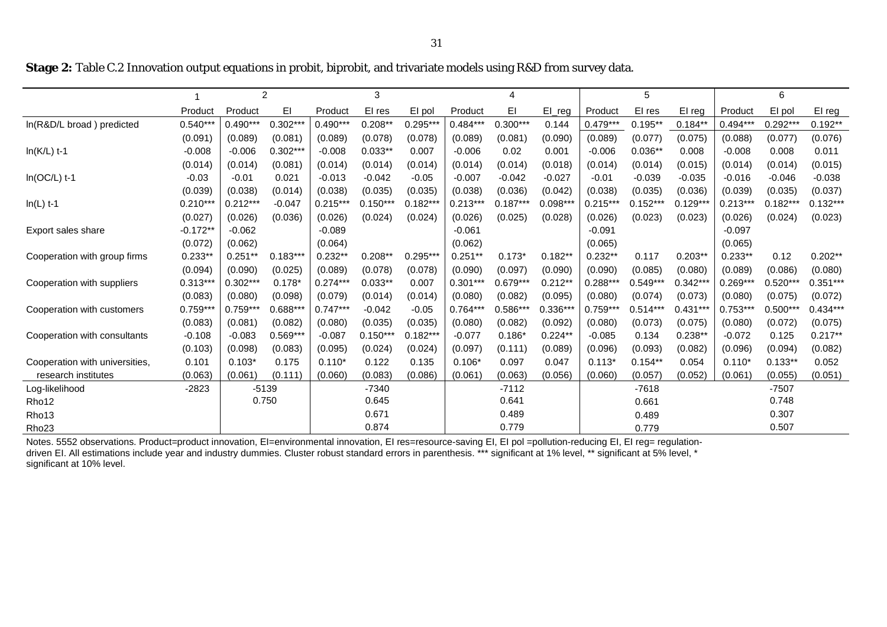**Stage 2:** Table C.2 Innovation output equations in probit, biprobit, and trivariate models using R&D from survey data.

| | 1 | 2 | | 3 | | | 4 | | | 5 | | | 6 | | |
|---|---|---|---|---|---|---|---|---|---|---|---|---|---|---|---|
| | Product | Product | EI | Product | EI res | EI pol | Product | EI | EI_reg | Product | EI res | EI reg | Product | EI pol | EI reg |
| ln(R&D/L broad ) predicted | 0.540*** | 0.490*** | 0.302*** | 0.490*** | 0.208** | 0.295*** | 0.484*** | 0.300*** | 0.144 | 0.479*** | 0.195** | 0.184** | 0.494*** | 0.292*** | 0.192** |
| | (0.091) | (0.089) | (0.081) | (0.089) | (0.078) | (0.078) | (0.089) | (0.081) | (0.090) | (0.089) | (0.077) | (0.075) | (0.088) | (0.077) | (0.076) |
| ln(K/L) t-1 | -0.008 | -0.006 | 0.302*** | -0.008 | 0.033** | 0.007 | -0.006 | 0.02 | 0.001 | -0.006 | 0.036** | 0.008 | -0.008 | 0.008 | 0.011 |
| | (0.014) | (0.014) | (0.081) | (0.014) | (0.014) | (0.014) | (0.014) | (0.014) | (0.018) | (0.014) | (0.014) | (0.015) | (0.014) | (0.014) | (0.015) |
| ln(OC/L) t-1 | -0.03 | -0.01 | 0.021 | -0.013 | -0.042 | -0.05 | -0.007 | -0.042 | -0.027 | -0.01 | -0.039 | -0.035 | -0.016 | -0.046 | -0.038 |
| | (0.039) | (0.038) | (0.014) | (0.038) | (0.035) | (0.035) | (0.038) | (0.036) | (0.042) | (0.038) | (0.035) | (0.036) | (0.039) | (0.035) | (0.037) |
| ln(L) t-1 | 0.210*** | 0.212*** | -0.047 | 0.215*** | 0.150*** | 0.182*** | 0.213*** | 0.187*** | 0.098*** | 0.215*** | 0.152*** | 0.129*** | 0.213*** | 0.182*** | 0.132*** |
| | (0.027) | (0.026) | (0.036) | (0.026) | (0.024) | (0.024) | (0.026) | (0.025) | (0.028) | (0.026) | (0.023) | (0.023) | (0.026) | (0.024) | (0.023) |
| Export sales share | -0.172** | -0.062 | | -0.089 | | | -0.061 | | | -0.091 | | | -0.097 | | |
| | (0.072) | (0.062) | | (0.064) | | | (0.062) | | | (0.065) | | | (0.065) | | |
| Cooperation with group firms | 0.233** | 0.251** | 0.183*** | 0.232** | 0.208** | 0.295*** | 0.251** | 0.173* | 0.182** | 0.232** | 0.117 | 0.203** | 0.233** | 0.12 | 0.202** |
| | (0.094) | (0.090) | (0.025) | (0.089) | (0.078) | (0.078) | (0.090) | (0.097) | (0.090) | (0.090) | (0.085) | (0.080) | (0.089) | (0.086) | (0.080) |
| Cooperation with suppliers | 0.313*** | 0.302*** | 0.178* | 0.274*** | 0.033** | 0.007 | 0.301*** | 0.679*** | 0.212** | 0.288*** | 0.549*** | 0.342*** | 0.269*** | 0.520*** | 0.351*** |
| | (0.083) | (0.080) | (0.098) | (0.079) | (0.014) | (0.014) | (0.080) | (0.082) | (0.095) | (0.080) | (0.074) | (0.073) | (0.080) | (0.075) | (0.072) |
| Cooperation with customers | 0.759*** | 0.759*** | 0.688*** | 0.747*** | -0.042 | -0.05 | 0.764*** | 0.586*** | 0.336*** | 0.759*** | 0.514*** | 0.431*** | 0.753*** | 0.500*** | 0.434*** |
| | (0.083) | (0.081) | (0.082) | (0.080) | (0.035) | (0.035) | (0.080) | (0.082) | (0.092) | (0.080) | (0.073) | (0.075) | (0.080) | (0.072) | (0.075) |
| Cooperation with consultants | -0.108 | -0.083 | 0.569*** | -0.087 | 0.150*** | 0.182*** | -0.077 | 0.186* | 0.224** | -0.085 | 0.134 | 0.238** | -0.072 | 0.125 | 0.217** |
| | (0.103) | (0.098) | (0.083) | (0.095) | (0.024) | (0.024) | (0.097) | (0.111) | (0.089) | (0.096) | (0.093) | (0.082) | (0.096) | (0.094) | (0.082) |
| Cooperation with universities, research institutes | 0.101 | 0.103* | 0.175 | 0.110* | 0.122 | 0.135 | 0.106* | 0.097 | 0.047 | 0.113* | 0.154** | 0.054 | 0.110* | 0.133** | 0.052 |
| | (0.063) | (0.061) | (0.111) | (0.060) | (0.083) | (0.086) | (0.061) | (0.063) | (0.056) | (0.060) | (0.057) | (0.052) | (0.061) | (0.055) | (0.051) |
| Log-likelihood | -2823 | -5139 | | -7340 | | | -7112 | | | -7618 | | | -7507 | | |
| Rho12 | | 0.750 | | 0.645 | | | 0.641 | | | 0.661 | | | 0.748 | | |
| Rho13 | | | | 0.671 | | | 0.489 | | | 0.489 | | | 0.307 | | |
| Rho23 | | | | 0.874 | | | 0.779 | | | 0.779 | | | 0.507 | | |

Notes. 5552 observations. Product=product innovation, EI=environmental innovation, EI res=resource-saving EI, EI pol =pollution-reducing EI, EI reg= regulation-driven EI. All estimations include year and industry dummies. Cluster robust standard errors in parenthesis. *** significant at 1% level, ** significant at 5% level, * significant at 10% level.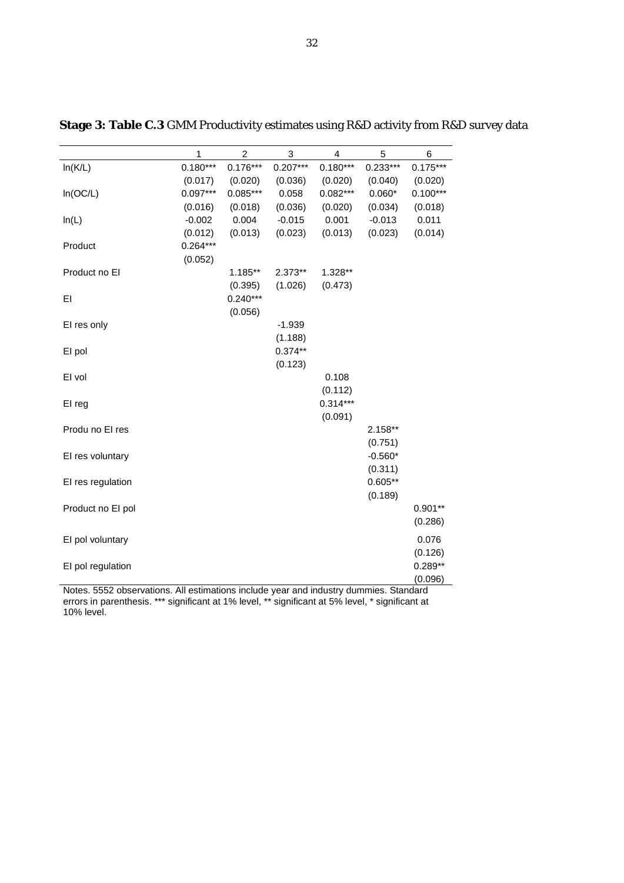**Stage 3: Table C.3** GMM Productivity estimates using R&D activity from R&D survey data

| | 1 | 2 | 3 | 4 | 5 | 6 |
|---|---|---|---|---|---|---|
| ln(K/L) | 0.180*** | 0.176*** | 0.207*** | 0.180*** | 0.233*** | 0.175*** |
| | (0.017) | (0.020) | (0.036) | (0.020) | (0.040) | (0.020) |
| ln(OC/L) | 0.097*** | 0.085*** | 0.058 | 0.082*** | 0.060* | 0.100*** |
| | (0.016) | (0.018) | (0.036) | (0.020) | (0.034) | (0.018) |
| ln(L) | -0.002 | 0.004 | -0.015 | 0.001 | -0.013 | 0.011 |
| | (0.012) | (0.013) | (0.023) | (0.013) | (0.023) | (0.014) |
| Product | 0.264*** | | | | | |
| | (0.052) | | | | | |
| Product no EI | | 1.185** | 2.373** | 1.328** | | |
| | | (0.395) | (1.026) | (0.473) | | |
| EI | | 0.240*** | | | | |
| | | (0.056) | | | | |
| EI res only | | | -1.939 | | | |
| | | | (1.188) | | | |
| EI pol | | | 0.374** | | | |
| | | | (0.123) | | | |
| EI vol | | | | 0.108 | | |
| | | | | (0.112) | | |
| EI reg | | | | 0.314*** | | |
| | | | | (0.091) | | |
| Produ no EI res | | | | | 2.158** | |
| | | | | | (0.751) | |
| EI res voluntary | | | | | -0.560* | |
| | | | | | (0.311) | |
| EI res regulation | | | | | 0.605** | |
| | | | | | (0.189) | |
| Product no EI pol | | | | | | 0.901** |
| | | | | | | (0.286) |
| EI pol voluntary | | | | | | 0.076 |
| | | | | | | (0.126) |
| EI pol regulation | | | | | | 0.289** |
| | | | | | | (0.096) |

Notes. 5552 observations. All estimations include year and industry dummies. Standard errors in parenthesis. *** significant at 1% level, ** significant at 5% level, * significant at 10% level.